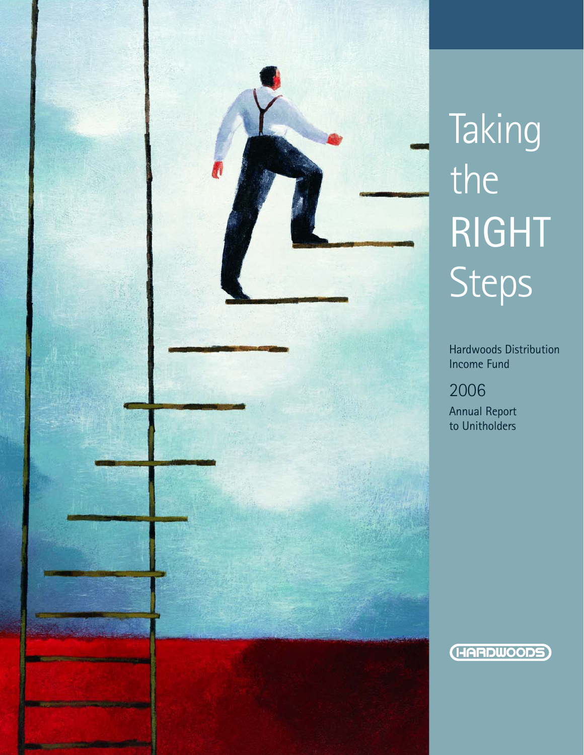# Taking the RIGHT Steps

Hardwoods Distribution Income Fund

2006

Annual Report to Unitholders

HARDWOODS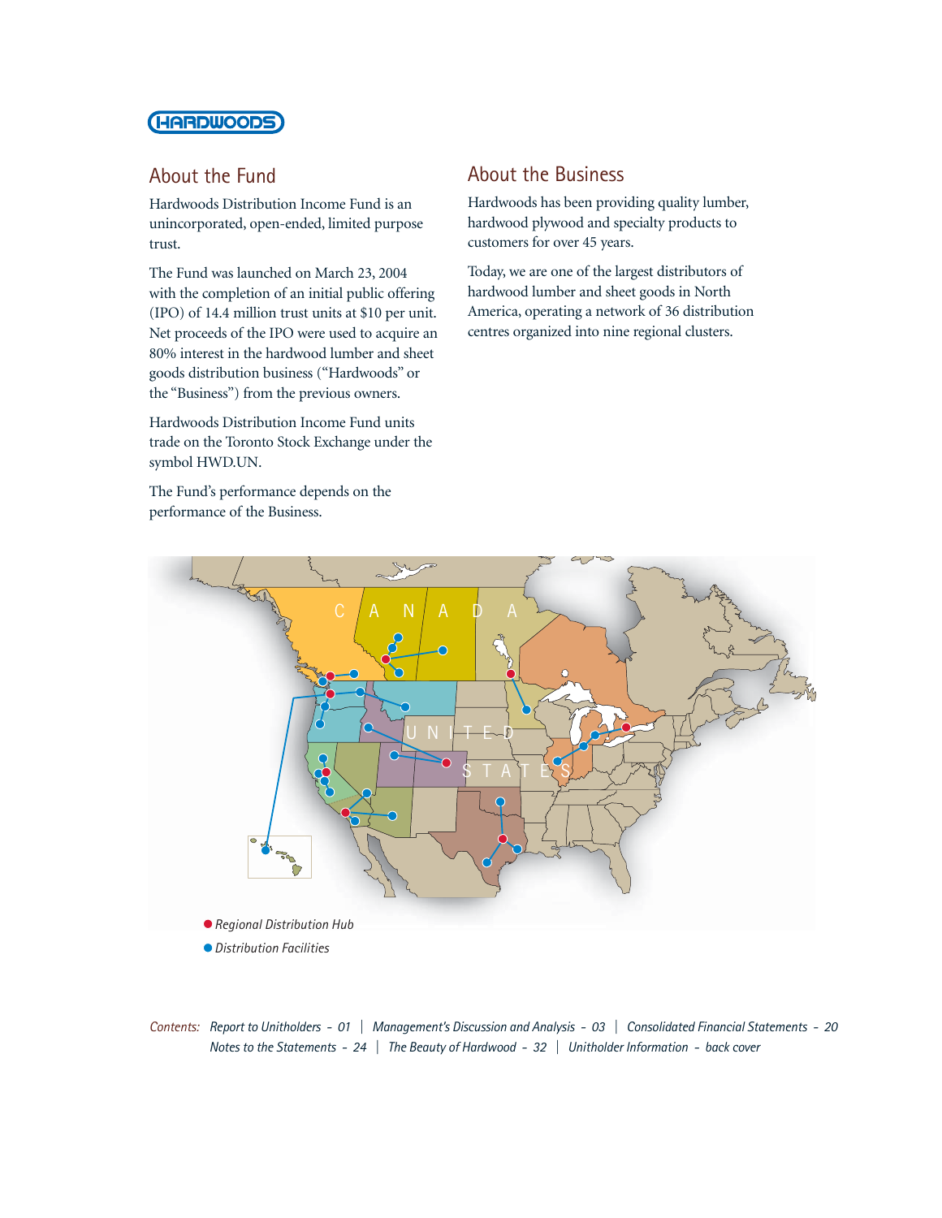HARDWOODS

## About the Fund

Hardwoods Distribution Income Fund is an unincorporated, open-ended, limited purpose trust.

The Fund was launched on March 23, 2004 with the completion of an initial public offering (IPO) of 14.4 million trust units at $10 per unit. Net proceeds of the IPO were used to acquire an 80% interest in the hardwood lumber and sheet goods distribution business ("Hardwoods" or the "Business") from the previous owners.

Hardwoods Distribution Income Fund units trade on the Toronto Stock Exchange under the symbol HWD.UN.

The Fund's performance depends on the performance of the Business.

## About the Business

Hardwoods has been providing quality lumber, hardwood plywood and specialty products to customers for over 45 years.

Today, we are one of the largest distributors of hardwood lumber and sheet goods in North America, operating a network of 36 distribution centres organized into nine regional clusters.

CANADA

UNITED STATES

*Regional Distribution Hub*

*Distribution Facilities*

*Contents:* *Report to Unitholders - 01* | *Management's Discussion and Analysis - 03* | *Consolidated Financial Statements - 20* | *Notes to the Statements - 24* | *The Beauty of Hardwood - 32* | *Unitholder Information - back cover*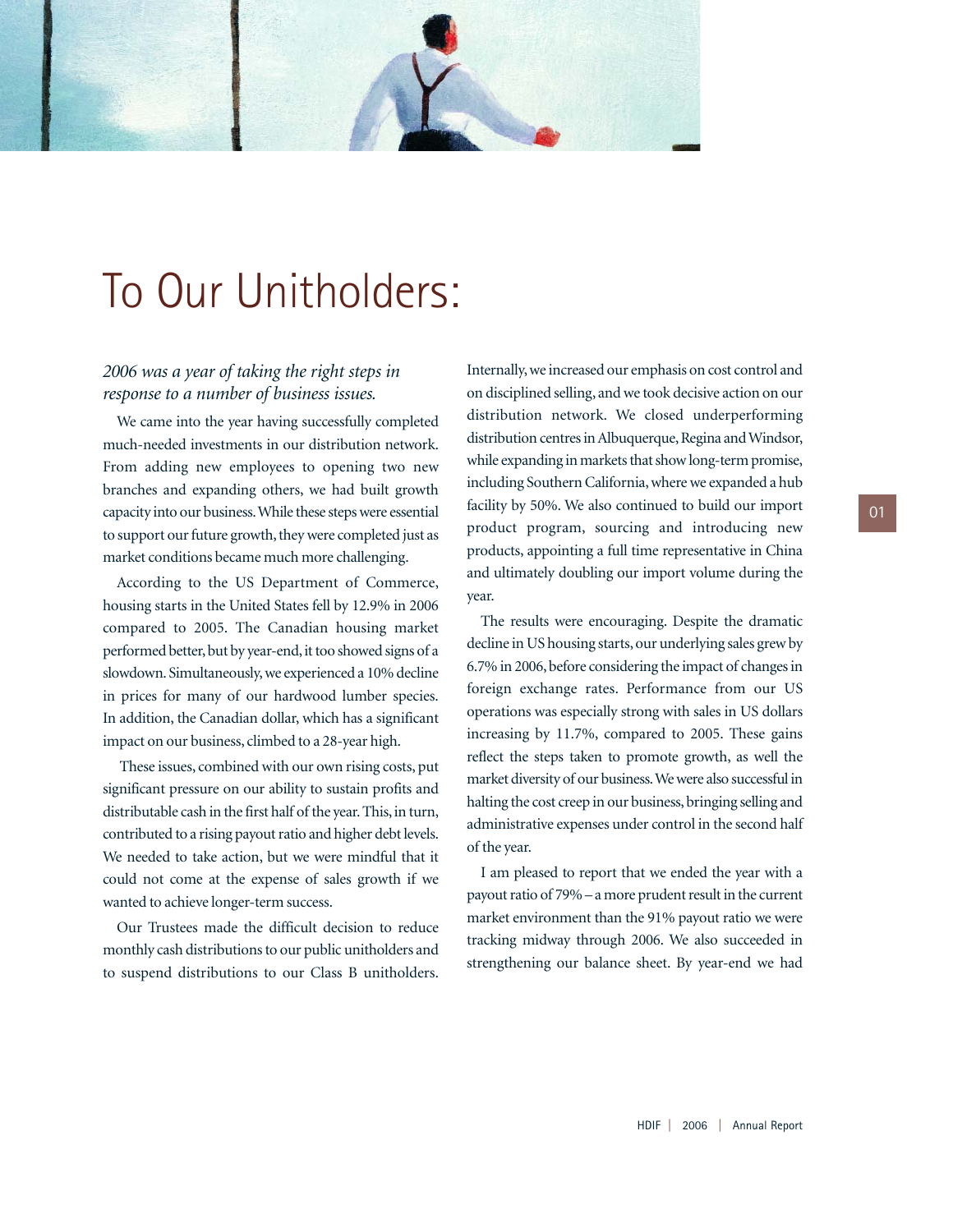# To Our Unitholders:

*2006 was a year of taking the right steps in response to a number of business issues.*

We came into the year having successfully completed much-needed investments in our distribution network. From adding new employees to opening two new branches and expanding others, we had built growth capacity into our business. While these steps were essential to support our future growth, they were completed just as market conditions became much more challenging.

According to the US Department of Commerce, housing starts in the United States fell by 12.9% in 2006 compared to 2005. The Canadian housing market performed better, but by year-end, it too showed signs of a slowdown. Simultaneously, we experienced a 10% decline in prices for many of our hardwood lumber species. In addition, the Canadian dollar, which has a significant impact on our business, climbed to a 28-year high.

These issues, combined with our own rising costs, put significant pressure on our ability to sustain profits and distributable cash in the first half of the year. This, in turn, contributed to a rising payout ratio and higher debt levels. We needed to take action, but we were mindful that it could not come at the expense of sales growth if we wanted to achieve longer-term success.

Our Trustees made the difficult decision to reduce monthly cash distributions to our public unitholders and to suspend distributions to our Class B unitholders. Internally, we increased our emphasis on cost control and on disciplined selling, and we took decisive action on our distribution network. We closed underperforming distribution centres in Albuquerque, Regina and Windsor, while expanding in markets that show long-term promise, including Southern California, where we expanded a hub facility by 50%. We also continued to build our import product program, sourcing and introducing new products, appointing a full time representative in China and ultimately doubling our import volume during the year.

The results were encouraging. Despite the dramatic decline in US housing starts, our underlying sales grew by 6.7% in 2006, before considering the impact of changes in foreign exchange rates. Performance from our US operations was especially strong with sales in US dollars increasing by 11.7%, compared to 2005. These gains reflect the steps taken to promote growth, as well the market diversity of our business. We were also successful in halting the cost creep in our business, bringing selling and administrative expenses under control in the second half of the year.

I am pleased to report that we ended the year with a payout ratio of 79% – a more prudent result in the current market environment than the 91% payout ratio we were tracking midway through 2006. We also succeeded in strengthening our balance sheet. By year-end we had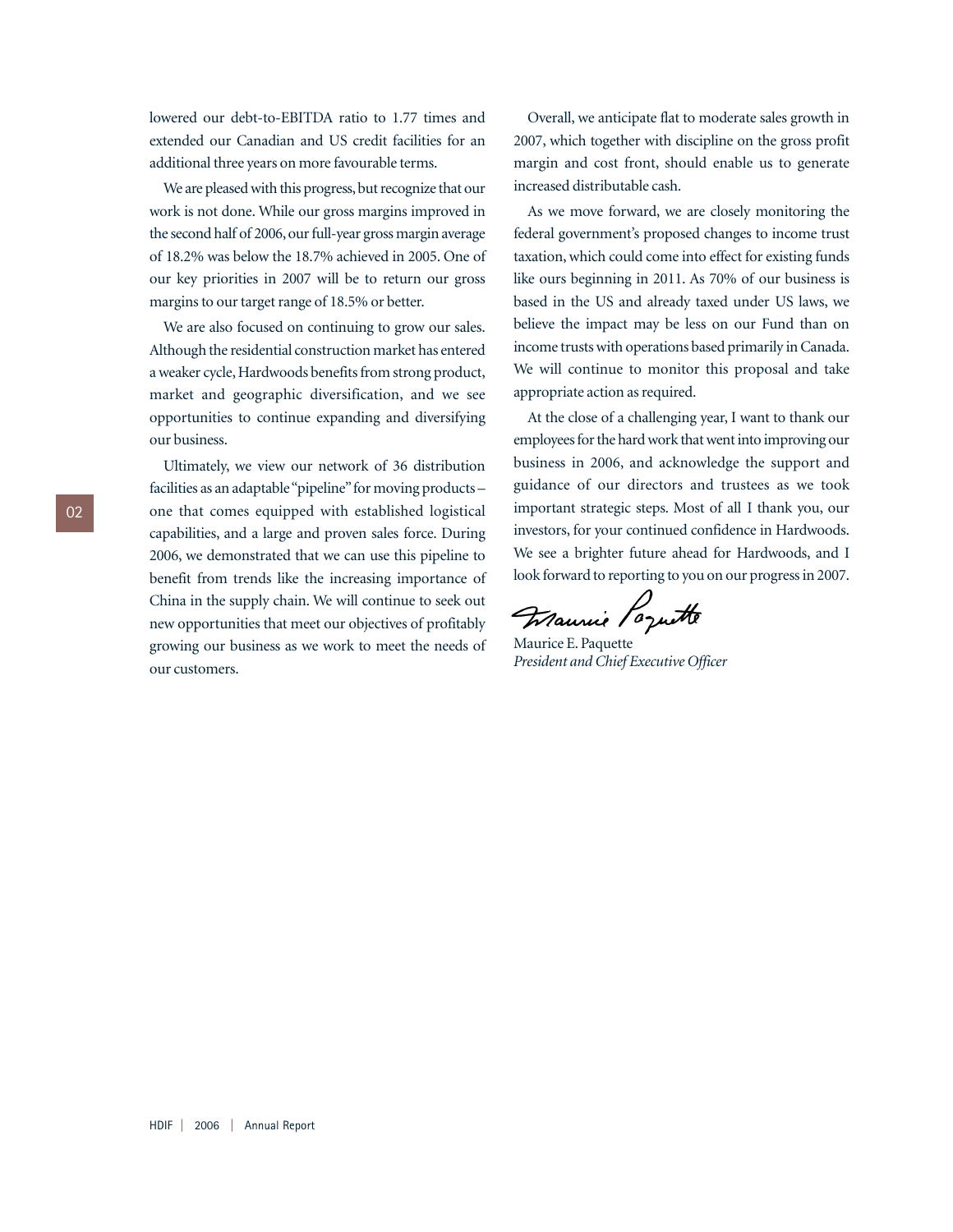lowered our debt-to-EBITDA ratio to 1.77 times and extended our Canadian and US credit facilities for an additional three years on more favourable terms.

We are pleased with this progress, but recognize that our work is not done. While our gross margins improved in the second half of 2006, our full-year gross margin average of 18.2% was below the 18.7% achieved in 2005. One of our key priorities in 2007 will be to return our gross margins to our target range of 18.5% or better.

We are also focused on continuing to grow our sales. Although the residential construction market has entered a weaker cycle, Hardwoods benefits from strong product, market and geographic diversification, and we see opportunities to continue expanding and diversifying our business.

Ultimately, we view our network of 36 distribution facilities as an adaptable "pipeline" for moving products – one that comes equipped with established logistical capabilities, and a large and proven sales force. During 2006, we demonstrated that we can use this pipeline to benefit from trends like the increasing importance of China in the supply chain. We will continue to seek out new opportunities that meet our objectives of profitably growing our business as we work to meet the needs of our customers.

Overall, we anticipate flat to moderate sales growth in 2007, which together with discipline on the gross profit margin and cost front, should enable us to generate increased distributable cash.

As we move forward, we are closely monitoring the federal government's proposed changes to income trust taxation, which could come into effect for existing funds like ours beginning in 2011. As 70% of our business is based in the US and already taxed under US laws, we believe the impact may be less on our Fund than on income trusts with operations based primarily in Canada. We will continue to monitor this proposal and take appropriate action as required.

At the close of a challenging year, I want to thank our employees for the hard work that went into improving our business in 2006, and acknowledge the support and guidance of our directors and trustees as we took important strategic steps. Most of all I thank you, our investors, for your continued confidence in Hardwoods. We see a brighter future ahead for Hardwoods, and I look forward to reporting to you on our progress in 2007.

Maurice E. Paquette
*President and Chief Executive Officer*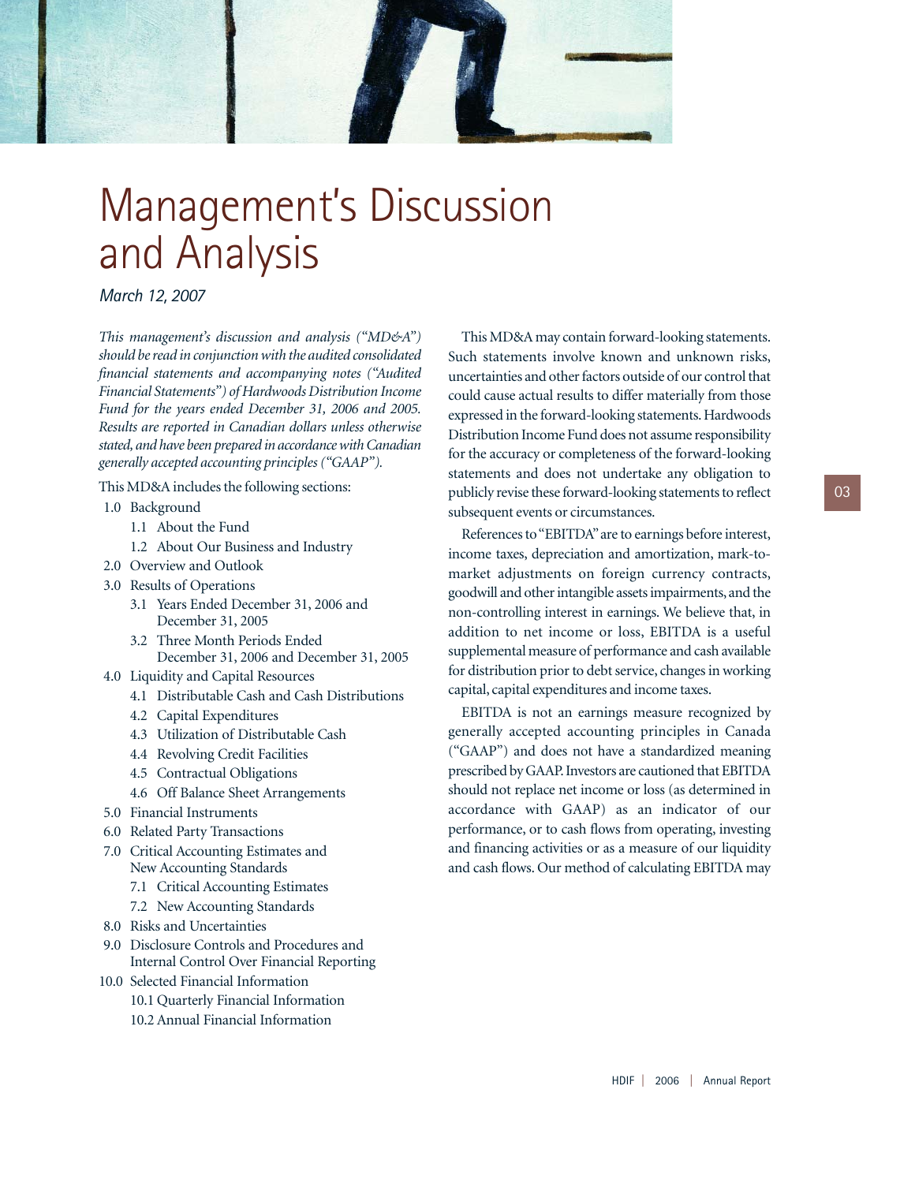# Management's Discussion and Analysis

*March 12, 2007*

*This management's discussion and analysis ("MD&A") should be read in conjunction with the audited consolidated financial statements and accompanying notes ("Audited Financial Statements") of Hardwoods Distribution Income Fund for the years ended December 31, 2006 and 2005. Results are reported in Canadian dollars unless otherwise stated, and have been prepared in accordance with Canadian generally accepted accounting principles ("GAAP").*

This MD&A includes the following sections:

- 1.0 Background
  - 1.1 About the Fund
  - 1.2 About Our Business and Industry
- 2.0 Overview and Outlook
- 3.0 Results of Operations
  - 3.1 Years Ended December 31, 2006 and December 31, 2005
  - 3.2 Three Month Periods Ended December 31, 2006 and December 31, 2005
- 4.0 Liquidity and Capital Resources
  - 4.1 Distributable Cash and Cash Distributions
  - 4.2 Capital Expenditures
  - 4.3 Utilization of Distributable Cash
  - 4.4 Revolving Credit Facilities
  - 4.5 Contractual Obligations
  - 4.6 Off Balance Sheet Arrangements
- 5.0 Financial Instruments
- 6.0 Related Party Transactions
- 7.0 Critical Accounting Estimates and New Accounting Standards
  - 7.1 Critical Accounting Estimates
  - 7.2 New Accounting Standards
- 8.0 Risks and Uncertainties
- 9.0 Disclosure Controls and Procedures and Internal Control Over Financial Reporting
- 10.0 Selected Financial Information
  - 10.1 Quarterly Financial Information
  - 10.2 Annual Financial Information

This MD&A may contain forward-looking statements. Such statements involve known and unknown risks, uncertainties and other factors outside of our control that could cause actual results to differ materially from those expressed in the forward-looking statements. Hardwoods Distribution Income Fund does not assume responsibility for the accuracy or completeness of the forward-looking statements and does not undertake any obligation to publicly revise these forward-looking statements to reflect subsequent events or circumstances.

References to "EBITDA" are to earnings before interest, income taxes, depreciation and amortization, mark-to-market adjustments on foreign currency contracts, goodwill and other intangible assets impairments, and the non-controlling interest in earnings. We believe that, in addition to net income or loss, EBITDA is a useful supplemental measure of performance and cash available for distribution prior to debt service, changes in working capital, capital expenditures and income taxes.

EBITDA is not an earnings measure recognized by generally accepted accounting principles in Canada ("GAAP") and does not have a standardized meaning prescribed by GAAP. Investors are cautioned that EBITDA should not replace net income or loss (as determined in accordance with GAAP) as an indicator of our performance, or to cash flows from operating, investing and financing activities or as a measure of our liquidity and cash flows. Our method of calculating EBITDA may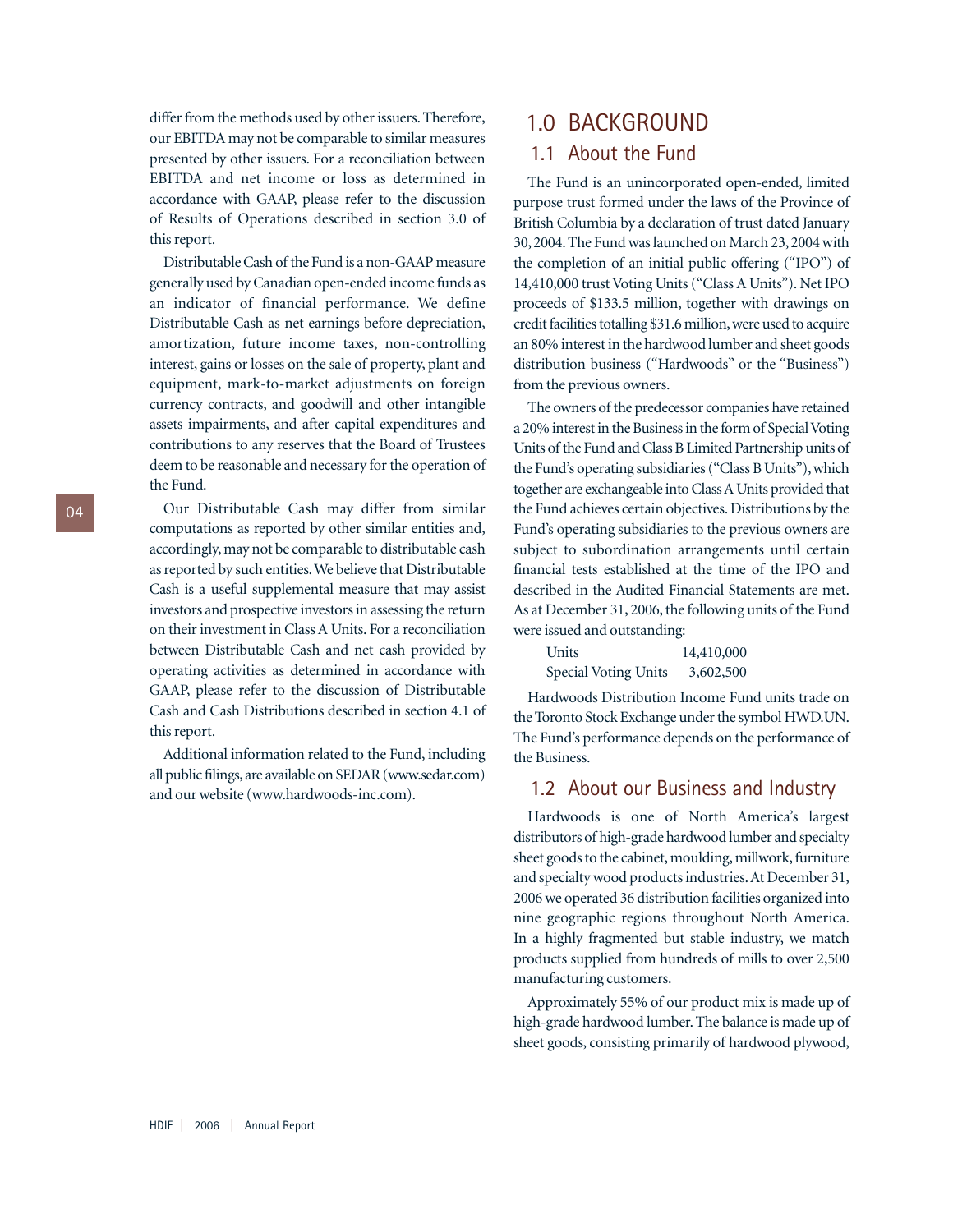differ from the methods used by other issuers. Therefore, our EBITDA may not be comparable to similar measures presented by other issuers. For a reconciliation between EBITDA and net income or loss as determined in accordance with GAAP, please refer to the discussion of Results of Operations described in section 3.0 of this report.

Distributable Cash of the Fund is a non-GAAP measure generally used by Canadian open-ended income funds as an indicator of financial performance. We define Distributable Cash as net earnings before depreciation, amortization, future income taxes, non-controlling interest, gains or losses on the sale of property, plant and equipment, mark-to-market adjustments on foreign currency contracts, and goodwill and other intangible assets impairments, and after capital expenditures and contributions to any reserves that the Board of Trustees deem to be reasonable and necessary for the operation of the Fund.

Our Distributable Cash may differ from similar computations as reported by other similar entities and, accordingly, may not be comparable to distributable cash as reported by such entities. We believe that Distributable Cash is a useful supplemental measure that may assist investors and prospective investors in assessing the return on their investment in Class A Units. For a reconciliation between Distributable Cash and net cash provided by operating activities as determined in accordance with GAAP, please refer to the discussion of Distributable Cash and Cash Distributions described in section 4.1 of this report.

Additional information related to the Fund, including all public filings, are available on SEDAR (www.sedar.com) and our website (www.hardwoods-inc.com).

# 1.0 BACKGROUND

## 1.1 About the Fund

The Fund is an unincorporated open-ended, limited purpose trust formed under the laws of the Province of British Columbia by a declaration of trust dated January 30, 2004. The Fund was launched on March 23, 2004 with the completion of an initial public offering ("IPO") of 14,410,000 trust Voting Units ("Class A Units"). Net IPO proceeds of $133.5 million, together with drawings on credit facilities totalling $31.6 million, were used to acquire an 80% interest in the hardwood lumber and sheet goods distribution business ("Hardwoods" or the "Business") from the previous owners.

The owners of the predecessor companies have retained a 20% interest in the Business in the form of Special Voting Units of the Fund and Class B Limited Partnership units of the Fund's operating subsidiaries ("Class B Units"), which together are exchangeable into Class A Units provided that the Fund achieves certain objectives. Distributions by the Fund's operating subsidiaries to the previous owners are subject to subordination arrangements until certain financial tests established at the time of the IPO and described in the Audited Financial Statements are met. As at December 31, 2006, the following units of the Fund were issued and outstanding:

| | |
|---|---|
| Units | 14,410,000 |
| Special Voting Units | 3,602,500 |

Hardwoods Distribution Income Fund units trade on the Toronto Stock Exchange under the symbol HWD.UN. The Fund's performance depends on the performance of the Business.

## 1.2 About our Business and Industry

Hardwoods is one of North America's largest distributors of high-grade hardwood lumber and specialty sheet goods to the cabinet, moulding, millwork, furniture and specialty wood products industries. At December 31, 2006 we operated 36 distribution facilities organized into nine geographic regions throughout North America. In a highly fragmented but stable industry, we match products supplied from hundreds of mills to over 2,500 manufacturing customers.

Approximately 55% of our product mix is made up of high-grade hardwood lumber. The balance is made up of sheet goods, consisting primarily of hardwood plywood,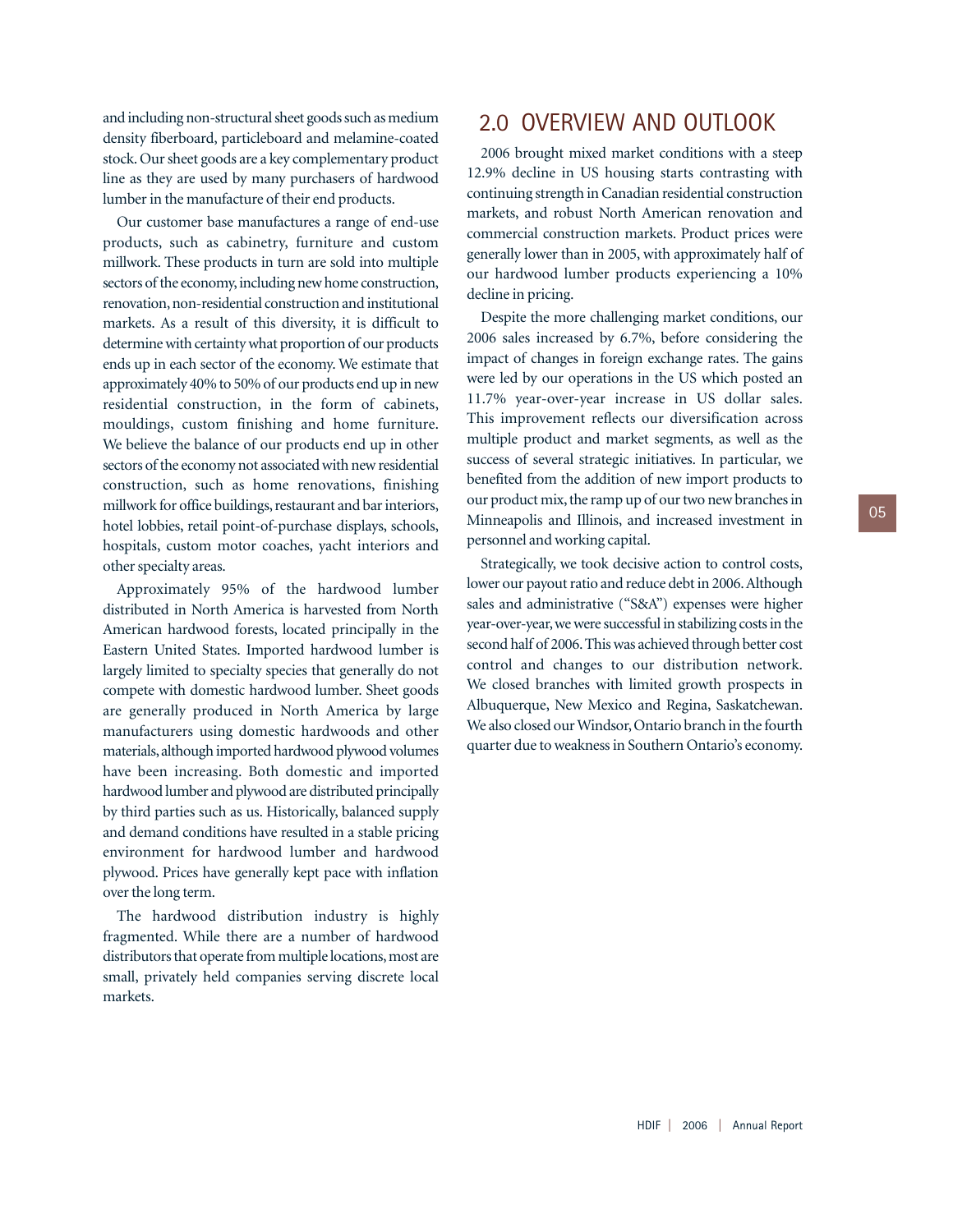and including non-structural sheet goods such as medium density fiberboard, particleboard and melamine-coated stock. Our sheet goods are a key complementary product line as they are used by many purchasers of hardwood lumber in the manufacture of their end products.

Our customer base manufactures a range of end-use products, such as cabinetry, furniture and custom millwork. These products in turn are sold into multiple sectors of the economy, including new home construction, renovation, non-residential construction and institutional markets. As a result of this diversity, it is difficult to determine with certainty what proportion of our products ends up in each sector of the economy. We estimate that approximately 40% to 50% of our products end up in new residential construction, in the form of cabinets, mouldings, custom finishing and home furniture. We believe the balance of our products end up in other sectors of the economy not associated with new residential construction, such as home renovations, finishing millwork for office buildings, restaurant and bar interiors, hotel lobbies, retail point-of-purchase displays, schools, hospitals, custom motor coaches, yacht interiors and other specialty areas.

Approximately 95% of the hardwood lumber distributed in North America is harvested from North American hardwood forests, located principally in the Eastern United States. Imported hardwood lumber is largely limited to specialty species that generally do not compete with domestic hardwood lumber. Sheet goods are generally produced in North America by large manufacturers using domestic hardwoods and other materials, although imported hardwood plywood volumes have been increasing. Both domestic and imported hardwood lumber and plywood are distributed principally by third parties such as us. Historically, balanced supply and demand conditions have resulted in a stable pricing environment for hardwood lumber and hardwood plywood. Prices have generally kept pace with inflation over the long term.

The hardwood distribution industry is highly fragmented. While there are a number of hardwood distributors that operate from multiple locations, most are small, privately held companies serving discrete local markets.

## 2.0 OVERVIEW AND OUTLOOK

2006 brought mixed market conditions with a steep 12.9% decline in US housing starts contrasting with continuing strength in Canadian residential construction markets, and robust North American renovation and commercial construction markets. Product prices were generally lower than in 2005, with approximately half of our hardwood lumber products experiencing a 10% decline in pricing.

Despite the more challenging market conditions, our 2006 sales increased by 6.7%, before considering the impact of changes in foreign exchange rates. The gains were led by our operations in the US which posted an 11.7% year-over-year increase in US dollar sales. This improvement reflects our diversification across multiple product and market segments, as well as the success of several strategic initiatives. In particular, we benefited from the addition of new import products to our product mix, the ramp up of our two new branches in Minneapolis and Illinois, and increased investment in personnel and working capital.

Strategically, we took decisive action to control costs, lower our payout ratio and reduce debt in 2006. Although sales and administrative ("S&A") expenses were higher year-over-year, we were successful in stabilizing costs in the second half of 2006. This was achieved through better cost control and changes to our distribution network. We closed branches with limited growth prospects in Albuquerque, New Mexico and Regina, Saskatchewan. We also closed our Windsor, Ontario branch in the fourth quarter due to weakness in Southern Ontario's economy.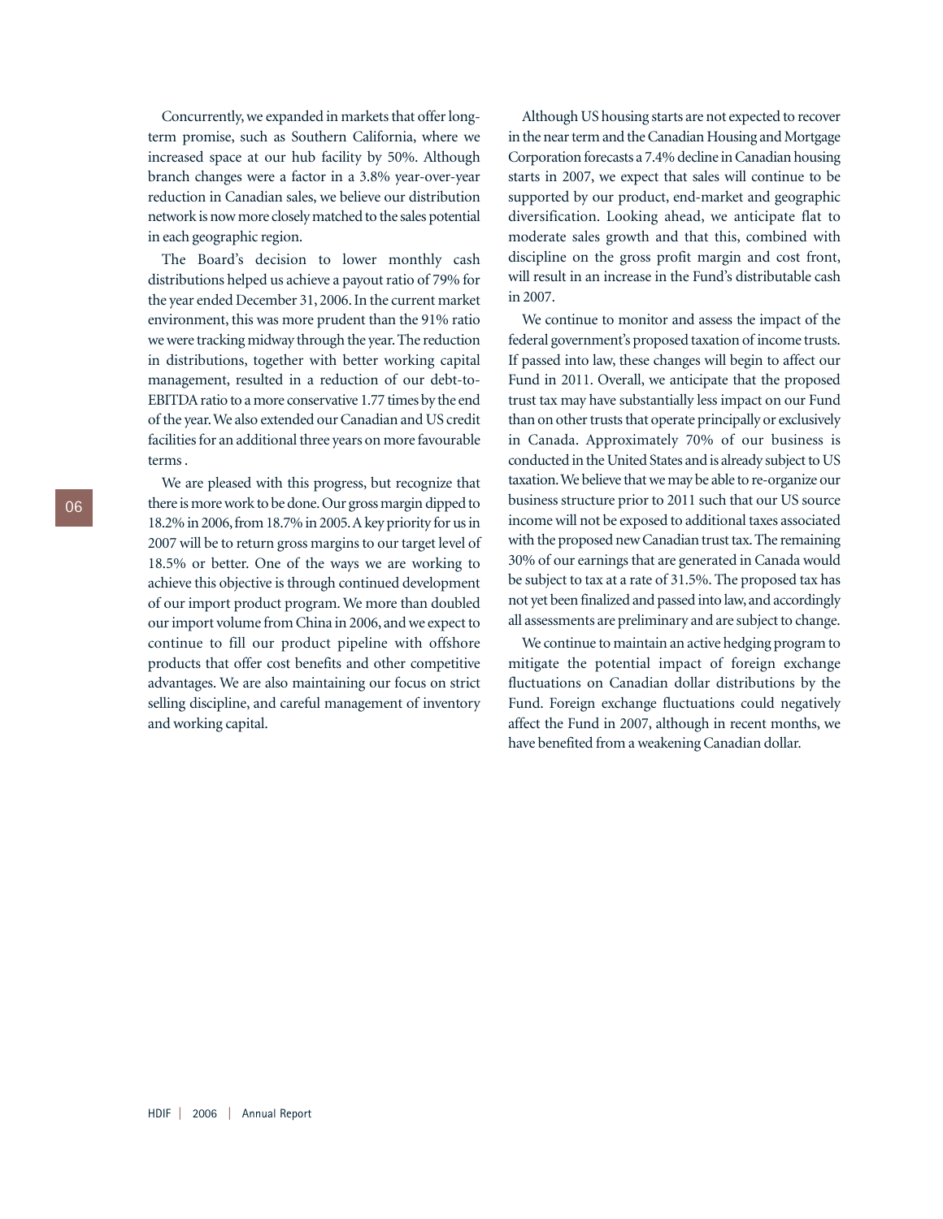Concurrently, we expanded in markets that offer long-term promise, such as Southern California, where we increased space at our hub facility by 50%. Although branch changes were a factor in a 3.8% year-over-year reduction in Canadian sales, we believe our distribution network is now more closely matched to the sales potential in each geographic region.

The Board's decision to lower monthly cash distributions helped us achieve a payout ratio of 79% for the year ended December 31, 2006. In the current market environment, this was more prudent than the 91% ratio we were tracking midway through the year. The reduction in distributions, together with better working capital management, resulted in a reduction of our debt-to-EBITDA ratio to a more conservative 1.77 times by the end of the year. We also extended our Canadian and US credit facilities for an additional three years on more favourable terms .

We are pleased with this progress, but recognize that there is more work to be done. Our gross margin dipped to 18.2% in 2006, from 18.7% in 2005. A key priority for us in 2007 will be to return gross margins to our target level of 18.5% or better. One of the ways we are working to achieve this objective is through continued development of our import product program. We more than doubled our import volume from China in 2006, and we expect to continue to fill our product pipeline with offshore products that offer cost benefits and other competitive advantages. We are also maintaining our focus on strict selling discipline, and careful management of inventory and working capital.

Although US housing starts are not expected to recover in the near term and the Canadian Housing and Mortgage Corporation forecasts a 7.4% decline in Canadian housing starts in 2007, we expect that sales will continue to be supported by our product, end-market and geographic diversification. Looking ahead, we anticipate flat to moderate sales growth and that this, combined with discipline on the gross profit margin and cost front, will result in an increase in the Fund's distributable cash in 2007.

We continue to monitor and assess the impact of the federal government's proposed taxation of income trusts. If passed into law, these changes will begin to affect our Fund in 2011. Overall, we anticipate that the proposed trust tax may have substantially less impact on our Fund than on other trusts that operate principally or exclusively in Canada. Approximately 70% of our business is conducted in the United States and is already subject to US taxation. We believe that we may be able to re-organize our business structure prior to 2011 such that our US source income will not be exposed to additional taxes associated with the proposed new Canadian trust tax. The remaining 30% of our earnings that are generated in Canada would be subject to tax at a rate of 31.5%. The proposed tax has not yet been finalized and passed into law, and accordingly all assessments are preliminary and are subject to change.

We continue to maintain an active hedging program to mitigate the potential impact of foreign exchange fluctuations on Canadian dollar distributions by the Fund. Foreign exchange fluctuations could negatively affect the Fund in 2007, although in recent months, we have benefited from a weakening Canadian dollar.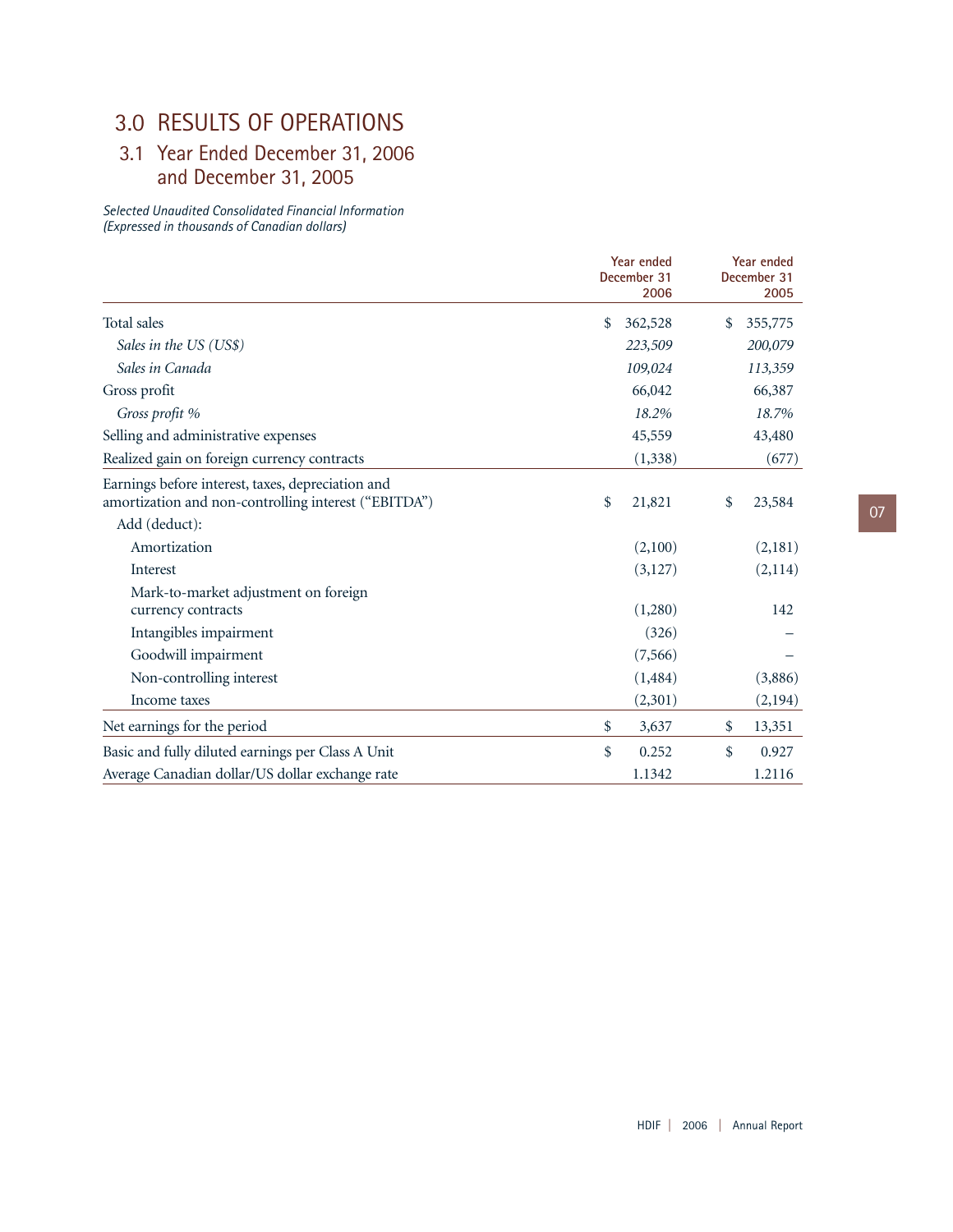# 3.0 RESULTS OF OPERATIONS

## 3.1 Year Ended December 31, 2006 and December 31, 2005

*Selected Unaudited Consolidated Financial Information*
*(Expressed in thousands of Canadian dollars)*

| | Year ended December 31 2006 | Year ended December 31 2005 |
|---|---|---|
| Total sales | $ 362,528 | $ 355,775 |
| *Sales in the US (US$)* | *223,509* | *200,079* |
| *Sales in Canada* | *109,024* | *113,359* |
| Gross profit | 66,042 | 66,387 |
| *Gross profit %* | *18.2%* | *18.7%* |
| Selling and administrative expenses | 45,559 | 43,480 |
| Realized gain on foreign currency contracts | (1,338) | (677) |
| Earnings before interest, taxes, depreciation and amortization and non-controlling interest ("EBITDA") | $ 21,821 | $ 23,584 |
| Add (deduct): | | |
| Amortization | (2,100) | (2,181) |
| Interest | (3,127) | (2,114) |
| Mark-to-market adjustment on foreign currency contracts | (1,280) | 142 |
| Intangibles impairment | (326) | – |
| Goodwill impairment | (7,566) | – |
| Non-controlling interest | (1,484) | (3,886) |
| Income taxes | (2,301) | (2,194) |
| Net earnings for the period | $ 3,637 | $ 13,351 |
| Basic and fully diluted earnings per Class A Unit | $ 0.252 | $ 0.927 |
| Average Canadian dollar/US dollar exchange rate | 1.1342 | 1.2116 |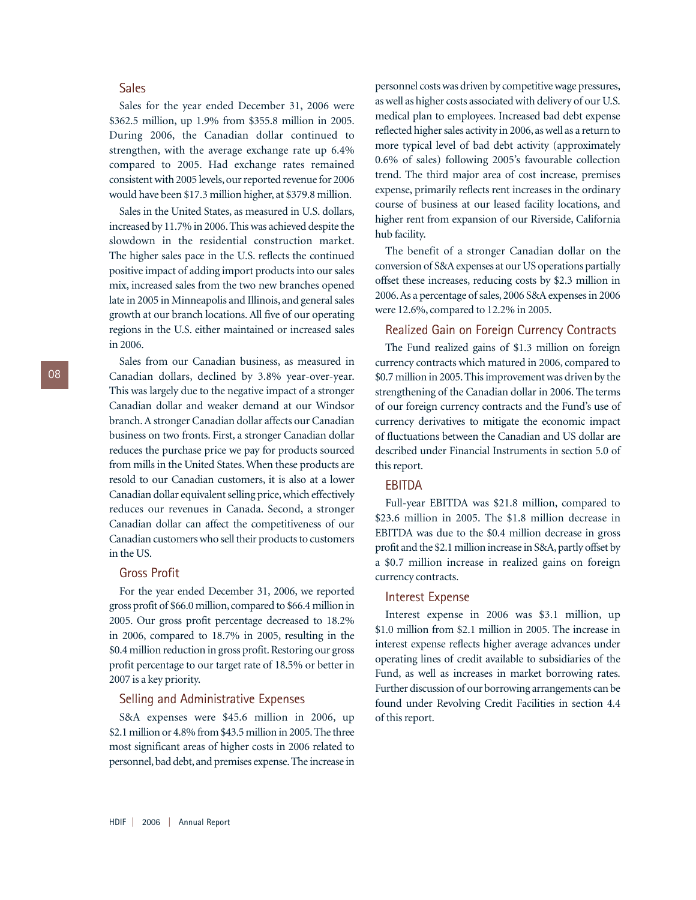## Sales

Sales for the year ended December 31, 2006 were \$362.5 million, up 1.9% from \$355.8 million in 2005. During 2006, the Canadian dollar continued to strengthen, with the average exchange rate up 6.4% compared to 2005. Had exchange rates remained consistent with 2005 levels, our reported revenue for 2006 would have been \$17.3 million higher, at \$379.8 million.

Sales in the United States, as measured in U.S. dollars, increased by 11.7% in 2006. This was achieved despite the slowdown in the residential construction market. The higher sales pace in the U.S. reflects the continued positive impact of adding import products into our sales mix, increased sales from the two new branches opened late in 2005 in Minneapolis and Illinois, and general sales growth at our branch locations. All five of our operating regions in the U.S. either maintained or increased sales in 2006.

Sales from our Canadian business, as measured in Canadian dollars, declined by 3.8% year-over-year. This was largely due to the negative impact of a stronger Canadian dollar and weaker demand at our Windsor branch. A stronger Canadian dollar affects our Canadian business on two fronts. First, a stronger Canadian dollar reduces the purchase price we pay for products sourced from mills in the United States. When these products are resold to our Canadian customers, it is also at a lower Canadian dollar equivalent selling price, which effectively reduces our revenues in Canada. Second, a stronger Canadian dollar can affect the competitiveness of our Canadian customers who sell their products to customers in the US.

## Gross Profit

For the year ended December 31, 2006, we reported gross profit of \$66.0 million, compared to \$66.4 million in 2005. Our gross profit percentage decreased to 18.2% in 2006, compared to 18.7% in 2005, resulting in the \$0.4 million reduction in gross profit. Restoring our gross profit percentage to our target rate of 18.5% or better in 2007 is a key priority.

## Selling and Administrative Expenses

S&A expenses were \$45.6 million in 2006, up \$2.1 million or 4.8% from \$43.5 million in 2005. The three most significant areas of higher costs in 2006 related to personnel, bad debt, and premises expense. The increase in personnel costs was driven by competitive wage pressures, as well as higher costs associated with delivery of our U.S. medical plan to employees. Increased bad debt expense reflected higher sales activity in 2006, as well as a return to more typical level of bad debt activity (approximately 0.6% of sales) following 2005's favourable collection trend. The third major area of cost increase, premises expense, primarily reflects rent increases in the ordinary course of business at our leased facility locations, and higher rent from expansion of our Riverside, California hub facility.

The benefit of a stronger Canadian dollar on the conversion of S&A expenses at our US operations partially offset these increases, reducing costs by \$2.3 million in 2006. As a percentage of sales, 2006 S&A expenses in 2006 were 12.6%, compared to 12.2% in 2005.

## Realized Gain on Foreign Currency Contracts

The Fund realized gains of \$1.3 million on foreign currency contracts which matured in 2006, compared to \$0.7 million in 2005. This improvement was driven by the strengthening of the Canadian dollar in 2006. The terms of our foreign currency contracts and the Fund's use of currency derivatives to mitigate the economic impact of fluctuations between the Canadian and US dollar are described under Financial Instruments in section 5.0 of this report.

## EBITDA

Full-year EBITDA was \$21.8 million, compared to \$23.6 million in 2005. The \$1.8 million decrease in EBITDA was due to the \$0.4 million decrease in gross profit and the \$2.1 million increase in S&A, partly offset by a \$0.7 million increase in realized gains on foreign currency contracts.

## Interest Expense

Interest expense in 2006 was \$3.1 million, up \$1.0 million from \$2.1 million in 2005. The increase in interest expense reflects higher average advances under operating lines of credit available to subsidiaries of the Fund, as well as increases in market borrowing rates. Further discussion of our borrowing arrangements can be found under Revolving Credit Facilities in section 4.4 of this report.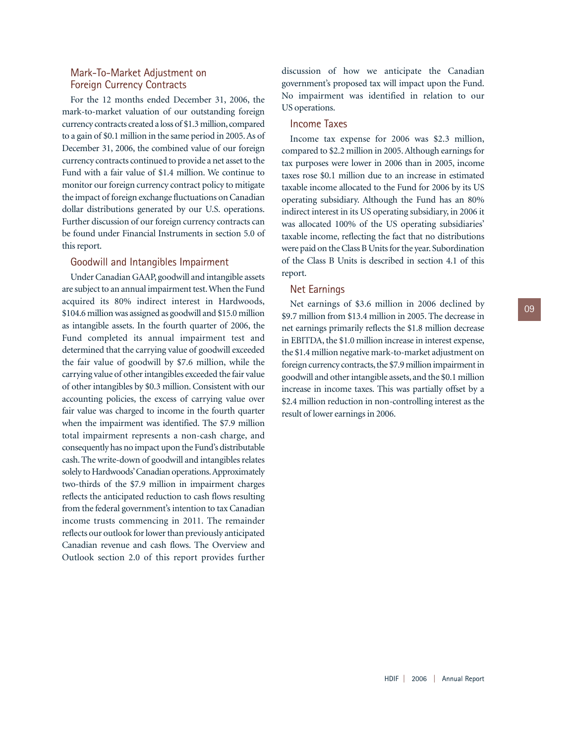### Mark-To-Market Adjustment on Foreign Currency Contracts

For the 12 months ended December 31, 2006, the mark-to-market valuation of our outstanding foreign currency contracts created a loss of $1.3 million, compared to a gain of $0.1 million in the same period in 2005. As of December 31, 2006, the combined value of our foreign currency contracts continued to provide a net asset to the Fund with a fair value of $1.4 million. We continue to monitor our foreign currency contract policy to mitigate the impact of foreign exchange fluctuations on Canadian dollar distributions generated by our U.S. operations. Further discussion of our foreign currency contracts can be found under Financial Instruments in section 5.0 of this report.

### Goodwill and Intangibles Impairment

Under Canadian GAAP, goodwill and intangible assets are subject to an annual impairment test. When the Fund acquired its 80% indirect interest in Hardwoods, $104.6 million was assigned as goodwill and $15.0 million as intangible assets. In the fourth quarter of 2006, the Fund completed its annual impairment test and determined that the carrying value of goodwill exceeded the fair value of goodwill by $7.6 million, while the carrying value of other intangibles exceeded the fair value of other intangibles by $0.3 million. Consistent with our accounting policies, the excess of carrying value over fair value was charged to income in the fourth quarter when the impairment was identified. The $7.9 million total impairment represents a non-cash charge, and consequently has no impact upon the Fund's distributable cash. The write-down of goodwill and intangibles relates solely to Hardwoods' Canadian operations. Approximately two-thirds of the $7.9 million in impairment charges reflects the anticipated reduction to cash flows resulting from the federal government's intention to tax Canadian income trusts commencing in 2011. The remainder reflects our outlook for lower than previously anticipated Canadian revenue and cash flows. The Overview and Outlook section 2.0 of this report provides further discussion of how we anticipate the Canadian government's proposed tax will impact upon the Fund. No impairment was identified in relation to our US operations.

### Income Taxes

Income tax expense for 2006 was $2.3 million, compared to $2.2 million in 2005. Although earnings for tax purposes were lower in 2006 than in 2005, income taxes rose $0.1 million due to an increase in estimated taxable income allocated to the Fund for 2006 by its US operating subsidiary. Although the Fund has an 80% indirect interest in its US operating subsidiary, in 2006 it was allocated 100% of the US operating subsidiaries' taxable income, reflecting the fact that no distributions were paid on the Class B Units for the year. Subordination of the Class B Units is described in section 4.1 of this report.

### Net Earnings

Net earnings of $3.6 million in 2006 declined by $9.7 million from $13.4 million in 2005. The decrease in net earnings primarily reflects the $1.8 million decrease in EBITDA, the $1.0 million increase in interest expense, the $1.4 million negative mark-to-market adjustment on foreign currency contracts, the $7.9 million impairment in goodwill and other intangible assets, and the $0.1 million increase in income taxes. This was partially offset by a $2.4 million reduction in non-controlling interest as the result of lower earnings in 2006.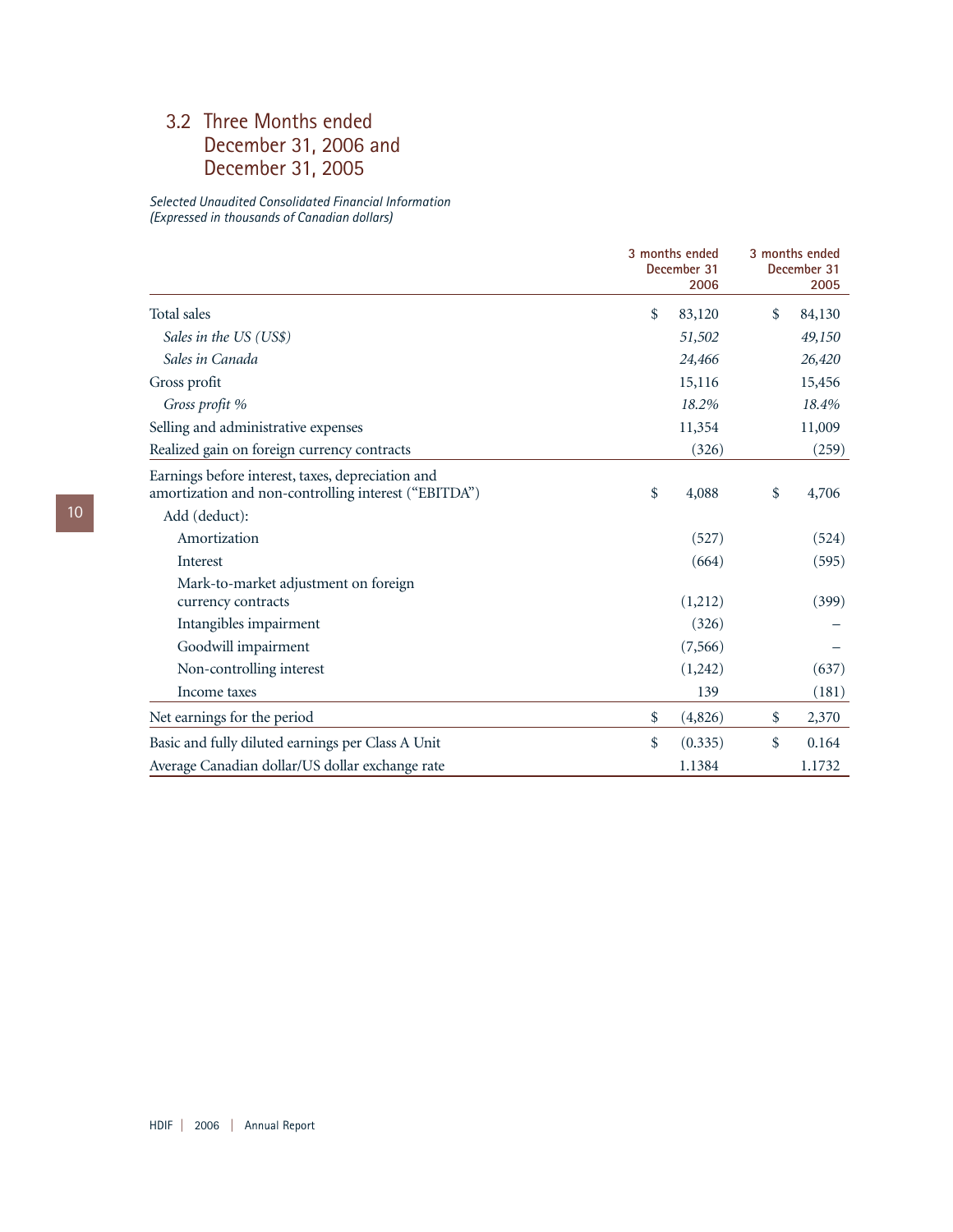## 3.2 Three Months ended December 31, 2006 and December 31, 2005

*Selected Unaudited Consolidated Financial Information*
*(Expressed in thousands of Canadian dollars)*

| | 3 months ended December 31 2006 | 3 months ended December 31 2005 |
|---|---|---|
| Total sales | $ 83,120 | $ 84,130 |
| *Sales in the US (US$)* | *51,502* | *49,150* |
| *Sales in Canada* | *24,466* | *26,420* |
| Gross profit | 15,116 | 15,456 |
| *Gross profit %* | *18.2%* | *18.4%* |
| Selling and administrative expenses | 11,354 | 11,009 |
| Realized gain on foreign currency contracts | (326) | (259) |
| Earnings before interest, taxes, depreciation and amortization and non-controlling interest ("EBITDA") | $ 4,088 | $ 4,706 |
| Add (deduct): | | |
| Amortization | (527) | (524) |
| Interest | (664) | (595) |
| Mark-to-market adjustment on foreign currency contracts | (1,212) | (399) |
| Intangibles impairment | (326) | – |
| Goodwill impairment | (7,566) | – |
| Non-controlling interest | (1,242) | (637) |
| Income taxes | 139 | (181) |
| Net earnings for the period | $ (4,826) | $ 2,370 |
| Basic and fully diluted earnings per Class A Unit | $ (0.335) | $ 0.164 |
| Average Canadian dollar/US dollar exchange rate | 1.1384 | 1.1732 |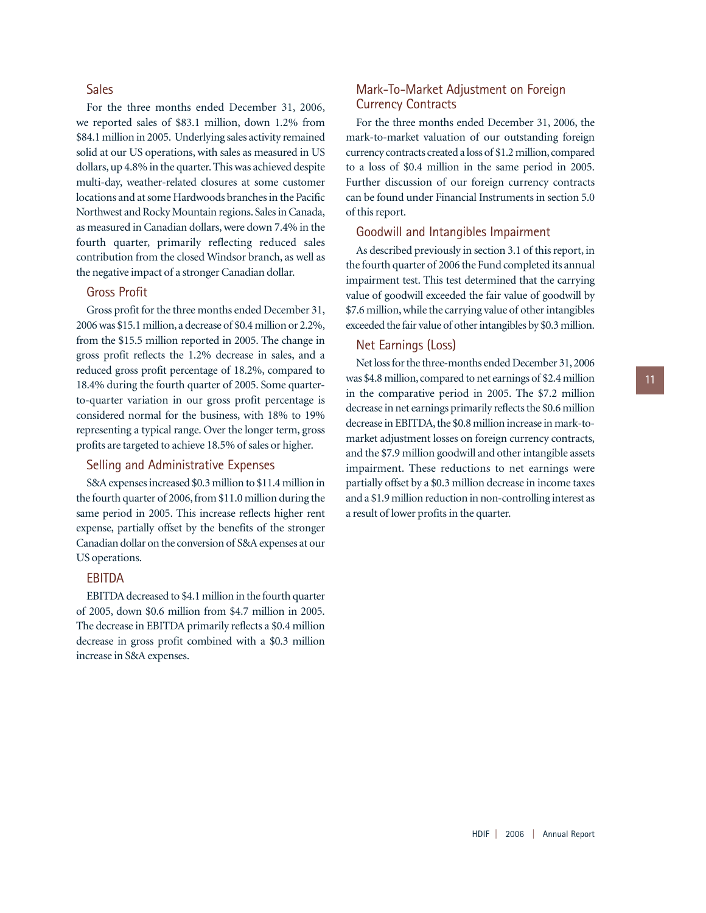### Sales

For the three months ended December 31, 2006, we reported sales of $83.1 million, down 1.2% from $84.1 million in 2005. Underlying sales activity remained solid at our US operations, with sales as measured in US dollars, up 4.8% in the quarter. This was achieved despite multi-day, weather-related closures at some customer locations and at some Hardwoods branches in the Pacific Northwest and Rocky Mountain regions. Sales in Canada, as measured in Canadian dollars, were down 7.4% in the fourth quarter, primarily reflecting reduced sales contribution from the closed Windsor branch, as well as the negative impact of a stronger Canadian dollar.

### Gross Profit

Gross profit for the three months ended December 31, 2006 was $15.1 million, a decrease of $0.4 million or 2.2%, from the $15.5 million reported in 2005. The change in gross profit reflects the 1.2% decrease in sales, and a reduced gross profit percentage of 18.2%, compared to 18.4% during the fourth quarter of 2005. Some quarter-to-quarter variation in our gross profit percentage is considered normal for the business, with 18% to 19% representing a typical range. Over the longer term, gross profits are targeted to achieve 18.5% of sales or higher.

### Selling and Administrative Expenses

S&A expenses increased $0.3 million to $11.4 million in the fourth quarter of 2006, from $11.0 million during the same period in 2005. This increase reflects higher rent expense, partially offset by the benefits of the stronger Canadian dollar on the conversion of S&A expenses at our US operations.

### EBITDA

EBITDA decreased to $4.1 million in the fourth quarter of 2005, down $0.6 million from $4.7 million in 2005. The decrease in EBITDA primarily reflects a $0.4 million decrease in gross profit combined with a $0.3 million increase in S&A expenses.

### Mark-To-Market Adjustment on Foreign Currency Contracts

For the three months ended December 31, 2006, the mark-to-market valuation of our outstanding foreign currency contracts created a loss of $1.2 million, compared to a loss of $0.4 million in the same period in 2005. Further discussion of our foreign currency contracts can be found under Financial Instruments in section 5.0 of this report.

### Goodwill and Intangibles Impairment

As described previously in section 3.1 of this report, in the fourth quarter of 2006 the Fund completed its annual impairment test. This test determined that the carrying value of goodwill exceeded the fair value of goodwill by $7.6 million, while the carrying value of other intangibles exceeded the fair value of other intangibles by $0.3 million.

### Net Earnings (Loss)

Net loss for the three-months ended December 31, 2006 was $4.8 million, compared to net earnings of $2.4 million in the comparative period in 2005. The $7.2 million decrease in net earnings primarily reflects the $0.6 million decrease in EBITDA, the $0.8 million increase in mark-to-market adjustment losses on foreign currency contracts, and the $7.9 million goodwill and other intangible assets impairment. These reductions to net earnings were partially offset by a $0.3 million decrease in income taxes and a $1.9 million reduction in non-controlling interest as a result of lower profits in the quarter.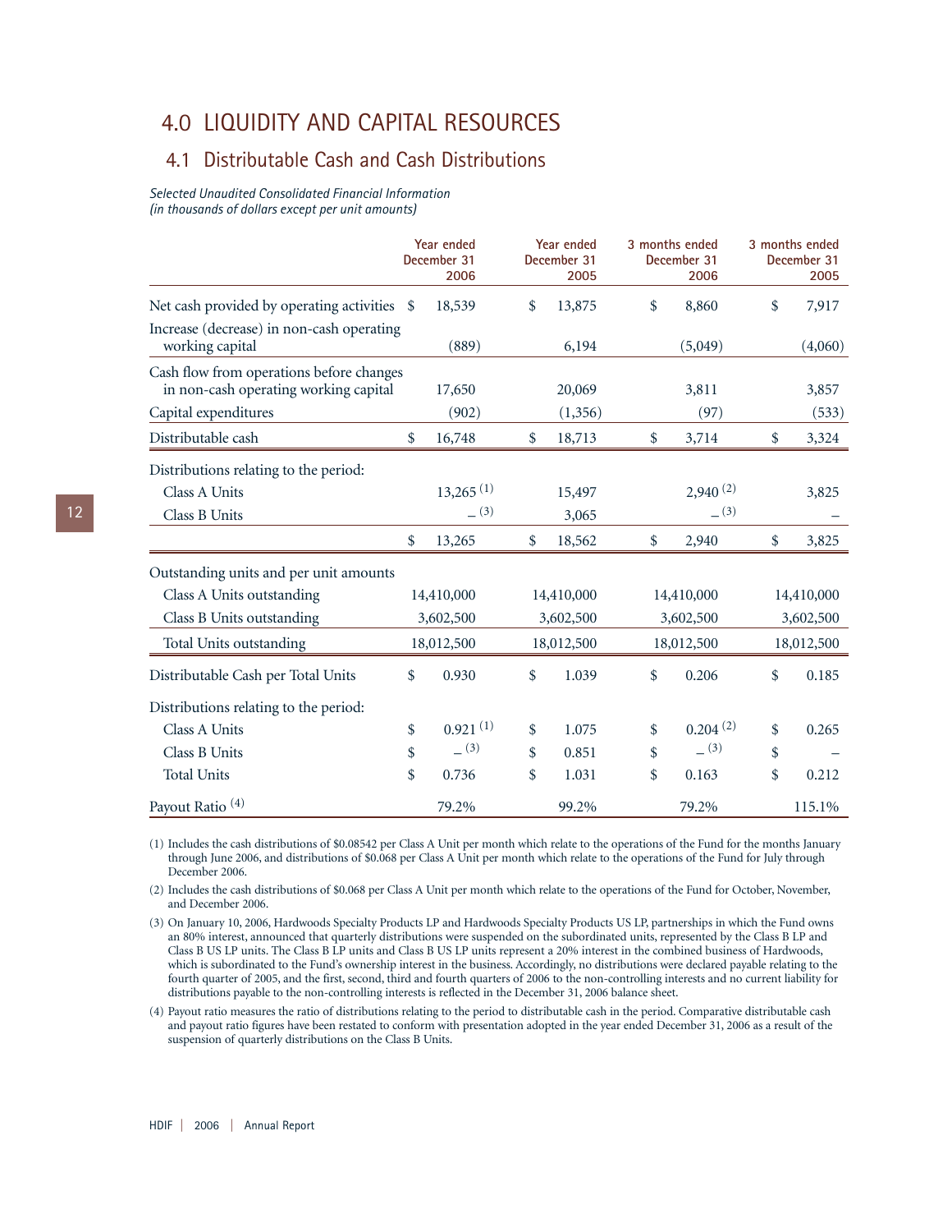# 4.0 LIQUIDITY AND CAPITAL RESOURCES

## 4.1 Distributable Cash and Cash Distributions

*Selected Unaudited Consolidated Financial Information*
*(in thousands of dollars except per unit amounts)*

| | Year ended December 31 2006 | Year ended December 31 2005 | 3 months ended December 31 2006 | 3 months ended December 31 2005 |
|---|---|---|---|---|
| Net cash provided by operating activities | $ 18,539 | $ 13,875 | $ 8,860 | $ 7,917 |
| Increase (decrease) in non-cash operating working capital | (889) | 6,194 | (5,049) | (4,060) |
| Cash flow from operations before changes in non-cash operating working capital | 17,650 | 20,069 | 3,811 | 3,857 |
| Capital expenditures | (902) | (1,356) | (97) | (533) |
| Distributable cash | $ 16,748 | $ 18,713 | $ 3,714 | $ 3,324 |
| Distributions relating to the period: | | | | |
| Class A Units | 13,265 (1) | 15,497 | 2,940 (2) | 3,825 |
| Class B Units | – (3) | 3,065 | – (3) | – |
| | $ 13,265 | $ 18,562 | $ 2,940 | $ 3,825 |
| Outstanding units and per unit amounts | | | | |
| Class A Units outstanding | 14,410,000 | 14,410,000 | 14,410,000 | 14,410,000 |
| Class B Units outstanding | 3,602,500 | 3,602,500 | 3,602,500 | 3,602,500 |
| Total Units outstanding | 18,012,500 | 18,012,500 | 18,012,500 | 18,012,500 |
| Distributable Cash per Total Units | $ 0.930 | $ 1.039 | $ 0.206 | $ 0.185 |
| Distributions relating to the period: | | | | |
| Class A Units | $ 0.921 (1) | $ 1.075 | $ 0.204 (2) | $ 0.265 |
| Class B Units | $ – (3) | $ 0.851 | $ – (3) | $ – |
| Total Units | $ 0.736 | $ 1.031 | $ 0.163 | $ 0.212 |
| Payout Ratio (4) | 79.2% | 99.2% | 79.2% | 115.1% |

(1) Includes the cash distributions of $0.08542 per Class A Unit per month which relate to the operations of the Fund for the months January through June 2006, and distributions of $0.068 per Class A Unit per month which relate to the operations of the Fund for July through December 2006.

(2) Includes the cash distributions of $0.068 per Class A Unit per month which relate to the operations of the Fund for October, November, and December 2006.

(3) On January 10, 2006, Hardwoods Specialty Products LP and Hardwoods Specialty Products US LP, partnerships in which the Fund owns an 80% interest, announced that quarterly distributions were suspended on the subordinated units, represented by the Class B LP and Class B US LP units. The Class B LP units and Class B US LP units represent a 20% interest in the combined business of Hardwoods, which is subordinated to the Fund's ownership interest in the business. Accordingly, no distributions were declared payable relating to the fourth quarter of 2005, and the first, second, third and fourth quarters of 2006 to the non-controlling interests and no current liability for distributions payable to the non-controlling interests is reflected in the December 31, 2006 balance sheet.

(4) Payout ratio measures the ratio of distributions relating to the period to distributable cash in the period. Comparative distributable cash and payout ratio figures have been restated to conform with presentation adopted in the year ended December 31, 2006 as a result of the suspension of quarterly distributions on the Class B Units.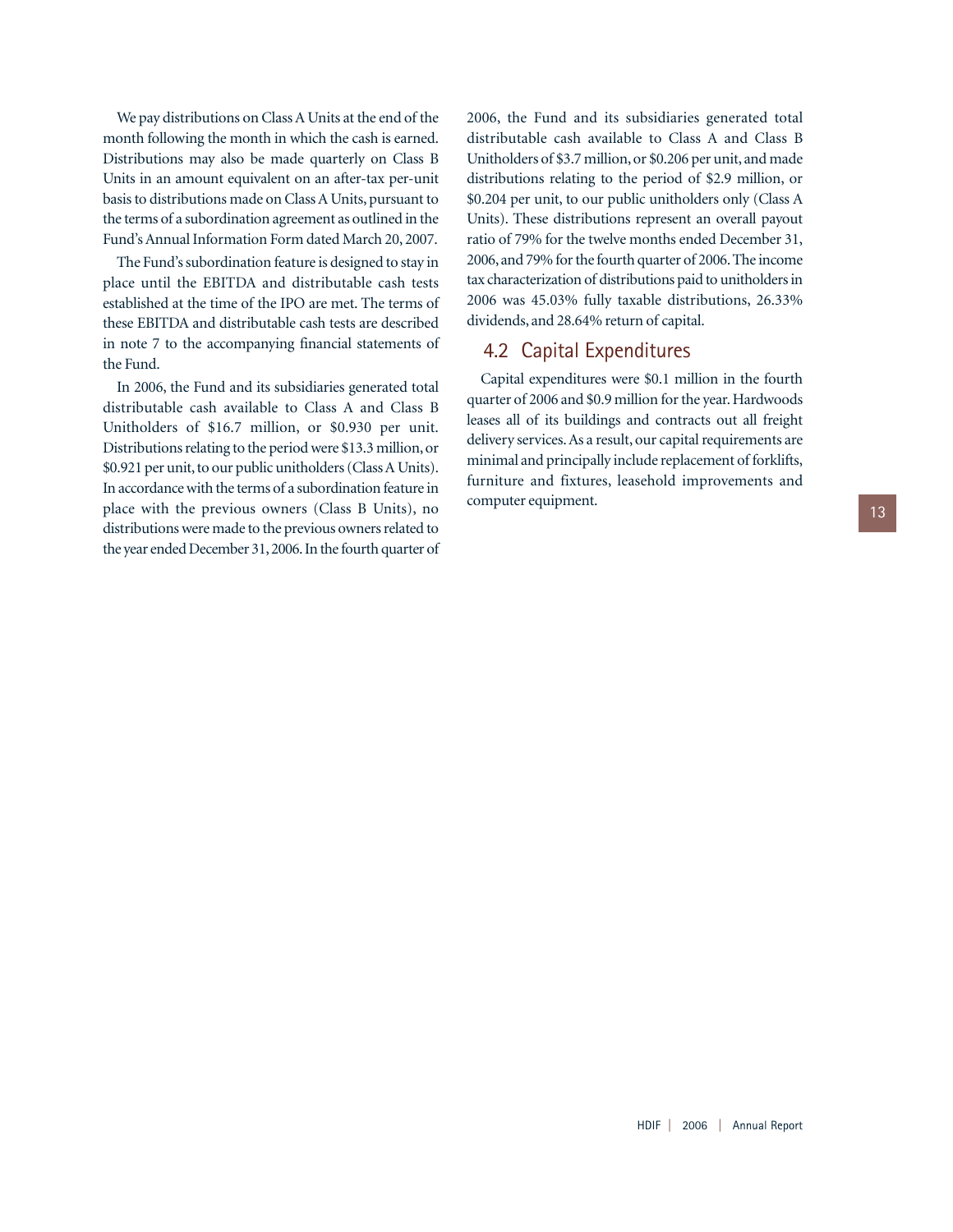We pay distributions on Class A Units at the end of the month following the month in which the cash is earned. Distributions may also be made quarterly on Class B Units in an amount equivalent on an after-tax per-unit basis to distributions made on Class A Units, pursuant to the terms of a subordination agreement as outlined in the Fund's Annual Information Form dated March 20, 2007.

The Fund's subordination feature is designed to stay in place until the EBITDA and distributable cash tests established at the time of the IPO are met. The terms of these EBITDA and distributable cash tests are described in note 7 to the accompanying financial statements of the Fund.

In 2006, the Fund and its subsidiaries generated total distributable cash available to Class A and Class B Unitholders of $16.7 million, or $0.930 per unit. Distributions relating to the period were $13.3 million, or $0.921 per unit, to our public unitholders (Class A Units). In accordance with the terms of a subordination feature in place with the previous owners (Class B Units), no distributions were made to the previous owners related to the year ended December 31, 2006. In the fourth quarter of 2006, the Fund and its subsidiaries generated total distributable cash available to Class A and Class B Unitholders of $3.7 million, or $0.206 per unit, and made distributions relating to the period of $2.9 million, or $0.204 per unit, to our public unitholders only (Class A Units). These distributions represent an overall payout ratio of 79% for the twelve months ended December 31, 2006, and 79% for the fourth quarter of 2006. The income tax characterization of distributions paid to unitholders in 2006 was 45.03% fully taxable distributions, 26.33% dividends, and 28.64% return of capital.

## 4.2 Capital Expenditures

Capital expenditures were $0.1 million in the fourth quarter of 2006 and $0.9 million for the year. Hardwoods leases all of its buildings and contracts out all freight delivery services. As a result, our capital requirements are minimal and principally include replacement of forklifts, furniture and fixtures, leasehold improvements and computer equipment.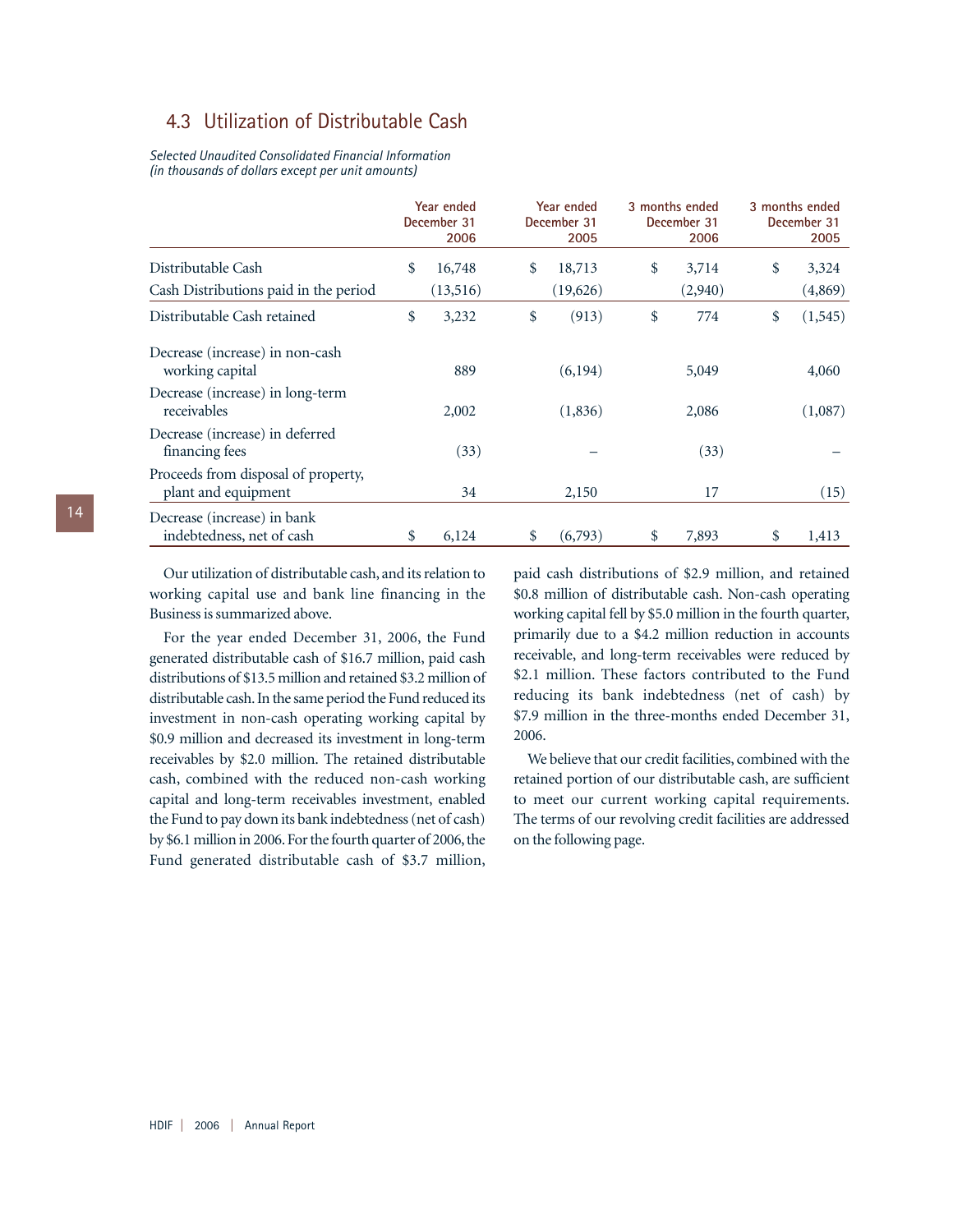## 4.3 Utilization of Distributable Cash

*Selected Unaudited Consolidated Financial Information*
*(in thousands of dollars except per unit amounts)*

| | Year ended December 31 2006 | Year ended December 31 2005 | 3 months ended December 31 2006 | 3 months ended December 31 2005 |
|---|---|---|---|---|
| Distributable Cash | $ 16,748 | $ 18,713 | $ 3,714 | $ 3,324 |
| Cash Distributions paid in the period | (13,516) | (19,626) | (2,940) | (4,869) |
| Distributable Cash retained | $ 3,232 | $ (913) | $ 774 | $ (1,545) |
| Decrease (increase) in non-cash working capital | 889 | (6,194) | 5,049 | 4,060 |
| Decrease (increase) in long-term receivables | 2,002 | (1,836) | 2,086 | (1,087) |
| Decrease (increase) in deferred financing fees | (33) | – | (33) | – |
| Proceeds from disposal of property, plant and equipment | 34 | 2,150 | 17 | (15) |
| Decrease (increase) in bank indebtedness, net of cash | $ 6,124 | $ (6,793) | $ 7,893 | $ 1,413 |

Our utilization of distributable cash, and its relation to working capital use and bank line financing in the Business is summarized above.

For the year ended December 31, 2006, the Fund generated distributable cash of $16.7 million, paid cash distributions of $13.5 million and retained $3.2 million of distributable cash. In the same period the Fund reduced its investment in non-cash operating working capital by $0.9 million and decreased its investment in long-term receivables by $2.0 million. The retained distributable cash, combined with the reduced non-cash working capital and long-term receivables investment, enabled the Fund to pay down its bank indebtedness (net of cash) by $6.1 million in 2006. For the fourth quarter of 2006, the Fund generated distributable cash of $3.7 million, paid cash distributions of $2.9 million, and retained $0.8 million of distributable cash. Non-cash operating working capital fell by $5.0 million in the fourth quarter, primarily due to a $4.2 million reduction in accounts receivable, and long-term receivables were reduced by $2.1 million. These factors contributed to the Fund reducing its bank indebtedness (net of cash) by $7.9 million in the three-months ended December 31, 2006.

We believe that our credit facilities, combined with the retained portion of our distributable cash, are sufficient to meet our current working capital requirements. The terms of our revolving credit facilities are addressed on the following page.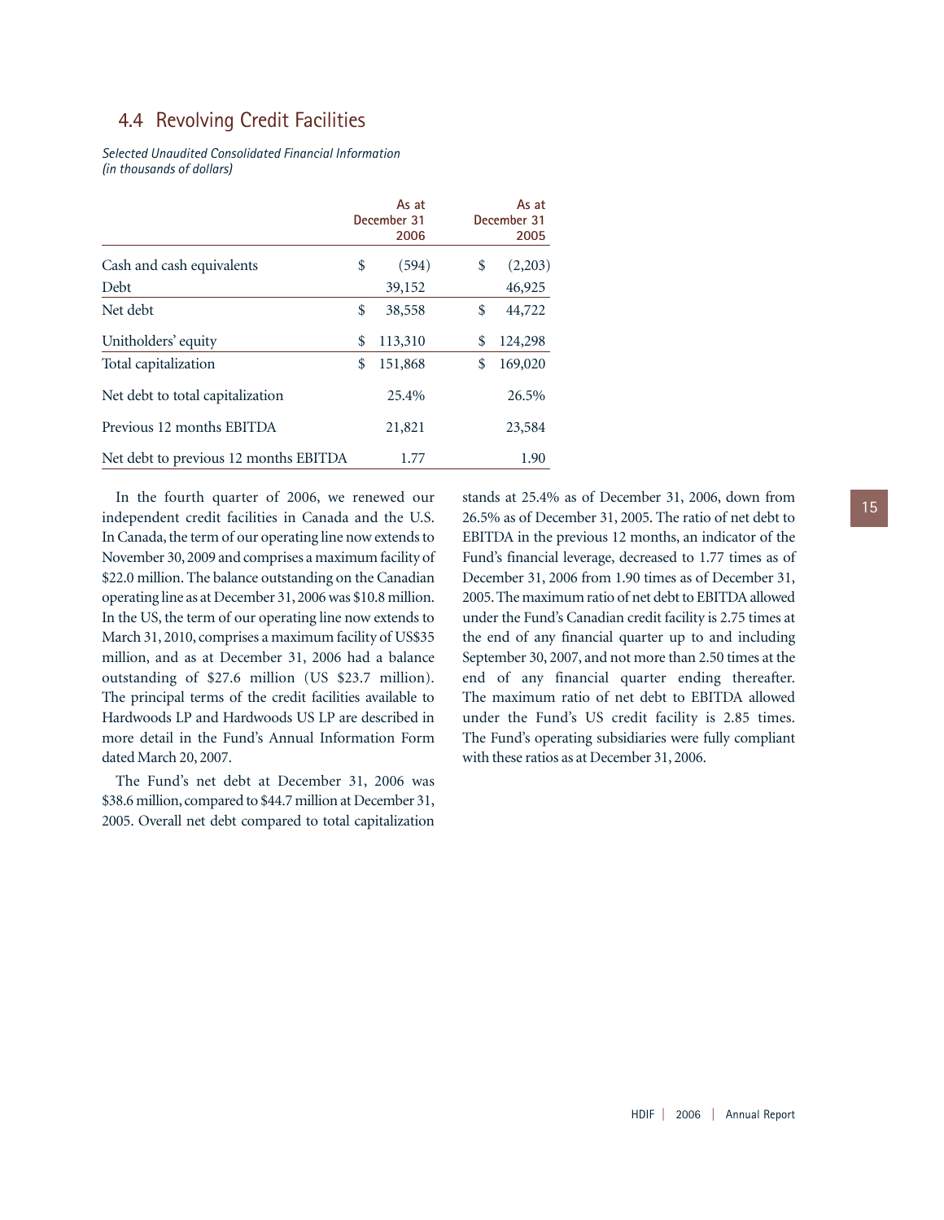## 4.4 Revolving Credit Facilities

*Selected Unaudited Consolidated Financial Information*
*(in thousands of dollars)*

| | As at December 31 2006 | As at December 31 2005 |
|---|---|---|
| Cash and cash equivalents | $ (594) | $ (2,203) |
| Debt | 39,152 | 46,925 |
| Net debt | $ 38,558 | $ 44,722 |
| Unitholders' equity | $ 113,310 | $ 124,298 |
| Total capitalization | $ 151,868 | $ 169,020 |
| Net debt to total capitalization | 25.4% | 26.5% |
| Previous 12 months EBITDA | 21,821 | 23,584 |
| Net debt to previous 12 months EBITDA | 1.77 | 1.90 |

In the fourth quarter of 2006, we renewed our independent credit facilities in Canada and the U.S. In Canada, the term of our operating line now extends to November 30, 2009 and comprises a maximum facility of $22.0 million. The balance outstanding on the Canadian operating line as at December 31, 2006 was $10.8 million. In the US, the term of our operating line now extends to March 31, 2010, comprises a maximum facility of US$35 million, and as at December 31, 2006 had a balance outstanding of $27.6 million (US $23.7 million). The principal terms of the credit facilities available to Hardwoods LP and Hardwoods US LP are described in more detail in the Fund's Annual Information Form dated March 20, 2007.

The Fund's net debt at December 31, 2006 was $38.6 million, compared to $44.7 million at December 31, 2005. Overall net debt compared to total capitalization stands at 25.4% as of December 31, 2006, down from 26.5% as of December 31, 2005. The ratio of net debt to EBITDA in the previous 12 months, an indicator of the Fund's financial leverage, decreased to 1.77 times as of December 31, 2006 from 1.90 times as of December 31, 2005. The maximum ratio of net debt to EBITDA allowed under the Fund's Canadian credit facility is 2.75 times at the end of any financial quarter up to and including September 30, 2007, and not more than 2.50 times at the end of any financial quarter ending thereafter. The maximum ratio of net debt to EBITDA allowed under the Fund's US credit facility is 2.85 times. The Fund's operating subsidiaries were fully compliant with these ratios as at December 31, 2006.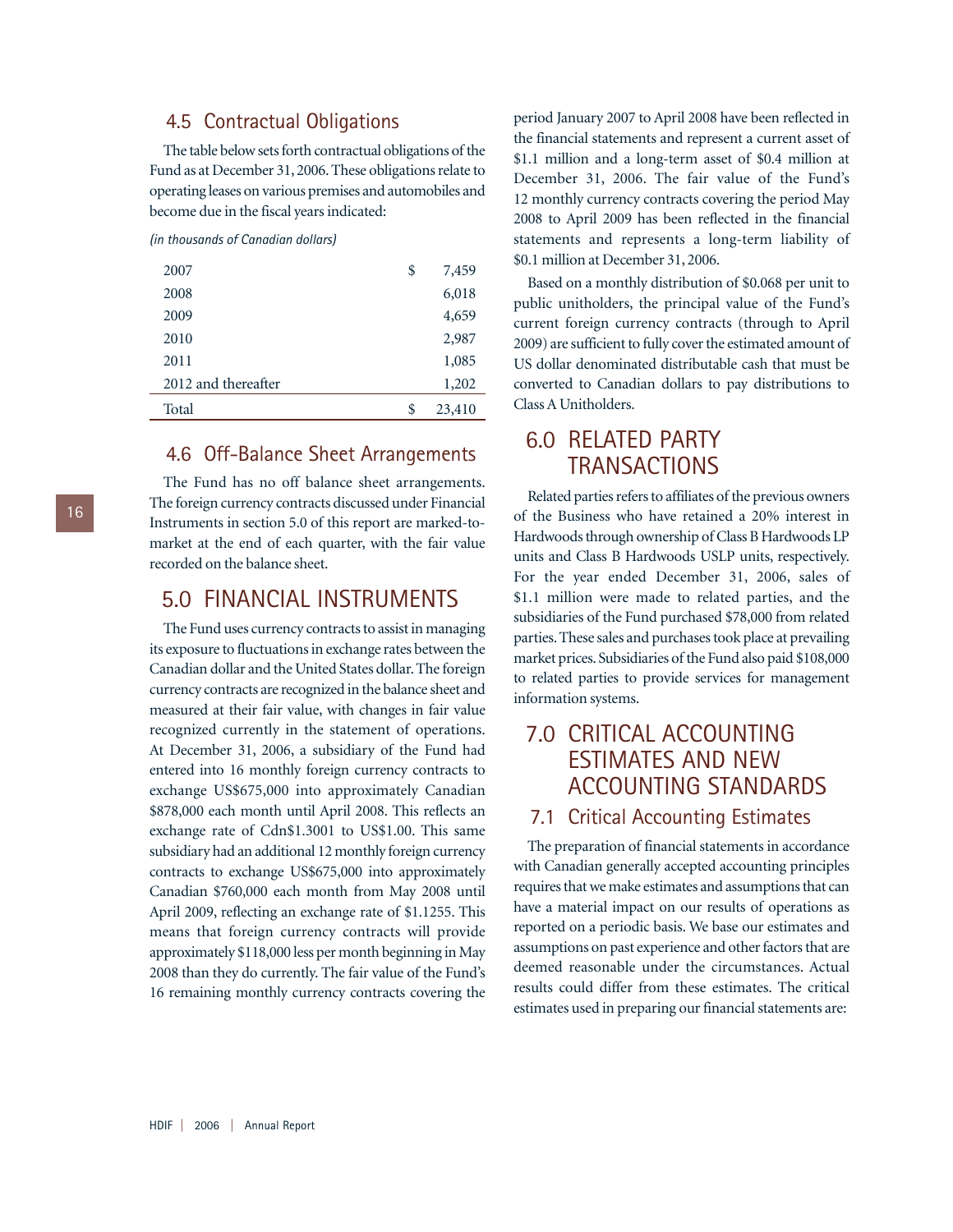### 4.5 Contractual Obligations

The table below sets forth contractual obligations of the Fund as at December 31, 2006. These obligations relate to operating leases on various premises and automobiles and become due in the fiscal years indicated:

*(in thousands of Canadian dollars)*

| | | |
|---|---|---|
| 2007 | $ | 7,459 |
| 2008 | | 6,018 |
| 2009 | | 4,659 |
| 2010 | | 2,987 |
| 2011 | | 1,085 |
| 2012 and thereafter | | 1,202 |
| Total | $ | 23,410 |

### 4.6 Off-Balance Sheet Arrangements

The Fund has no off balance sheet arrangements. The foreign currency contracts discussed under Financial Instruments in section 5.0 of this report are marked-to-market at the end of each quarter, with the fair value recorded on the balance sheet.

## 5.0 FINANCIAL INSTRUMENTS

The Fund uses currency contracts to assist in managing its exposure to fluctuations in exchange rates between the Canadian dollar and the United States dollar. The foreign currency contracts are recognized in the balance sheet and measured at their fair value, with changes in fair value recognized currently in the statement of operations. At December 31, 2006, a subsidiary of the Fund had entered into 16 monthly foreign currency contracts to exchange US$675,000 into approximately Canadian $878,000 each month until April 2008. This reflects an exchange rate of Cdn$1.3001 to US$1.00. This same subsidiary had an additional 12 monthly foreign currency contracts to exchange US$675,000 into approximately Canadian $760,000 each month from May 2008 until April 2009, reflecting an exchange rate of $1.1255. This means that foreign currency contracts will provide approximately $118,000 less per month beginning in May 2008 than they do currently. The fair value of the Fund's 16 remaining monthly currency contracts covering the period January 2007 to April 2008 have been reflected in the financial statements and represent a current asset of $1.1 million and a long-term asset of $0.4 million at December 31, 2006. The fair value of the Fund's 12 monthly currency contracts covering the period May 2008 to April 2009 has been reflected in the financial statements and represents a long-term liability of $0.1 million at December 31, 2006.

Based on a monthly distribution of $0.068 per unit to public unitholders, the principal value of the Fund's current foreign currency contracts (through to April 2009) are sufficient to fully cover the estimated amount of US dollar denominated distributable cash that must be converted to Canadian dollars to pay distributions to Class A Unitholders.

## 6.0 RELATED PARTY TRANSACTIONS

Related parties refers to affiliates of the previous owners of the Business who have retained a 20% interest in Hardwoods through ownership of Class B Hardwoods LP units and Class B Hardwoods USLP units, respectively. For the year ended December 31, 2006, sales of $1.1 million were made to related parties, and the subsidiaries of the Fund purchased $78,000 from related parties. These sales and purchases took place at prevailing market prices. Subsidiaries of the Fund also paid $108,000 to related parties to provide services for management information systems.

## 7.0 CRITICAL ACCOUNTING ESTIMATES AND NEW ACCOUNTING STANDARDS

### 7.1 Critical Accounting Estimates

The preparation of financial statements in accordance with Canadian generally accepted accounting principles requires that we make estimates and assumptions that can have a material impact on our results of operations as reported on a periodic basis. We base our estimates and assumptions on past experience and other factors that are deemed reasonable under the circumstances. Actual results could differ from these estimates. The critical estimates used in preparing our financial statements are: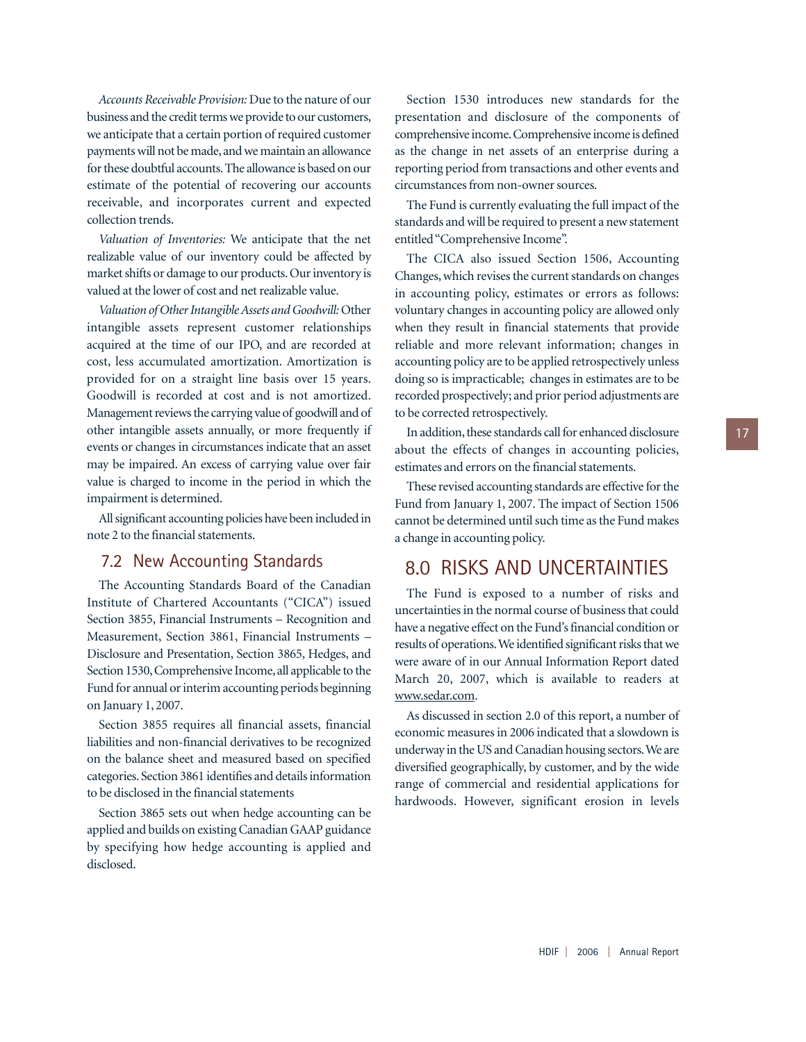*Accounts Receivable Provision:* Due to the nature of our business and the credit terms we provide to our customers, we anticipate that a certain portion of required customer payments will not be made, and we maintain an allowance for these doubtful accounts. The allowance is based on our estimate of the potential of recovering our accounts receivable, and incorporates current and expected collection trends.

*Valuation of Inventories:* We anticipate that the net realizable value of our inventory could be affected by market shifts or damage to our products. Our inventory is valued at the lower of cost and net realizable value.

*Valuation of Other Intangible Assets and Goodwill:* Other intangible assets represent customer relationships acquired at the time of our IPO, and are recorded at cost, less accumulated amortization. Amortization is provided for on a straight line basis over 15 years. Goodwill is recorded at cost and is not amortized. Management reviews the carrying value of goodwill and of other intangible assets annually, or more frequently if events or changes in circumstances indicate that an asset may be impaired. An excess of carrying value over fair value is charged to income in the period in which the impairment is determined.

All significant accounting policies have been included in note 2 to the financial statements.

## 7.2 New Accounting Standards

The Accounting Standards Board of the Canadian Institute of Chartered Accountants ("CICA") issued Section 3855, Financial Instruments – Recognition and Measurement, Section 3861, Financial Instruments – Disclosure and Presentation, Section 3865, Hedges, and Section 1530, Comprehensive Income, all applicable to the Fund for annual or interim accounting periods beginning on January 1, 2007.

Section 3855 requires all financial assets, financial liabilities and non-financial derivatives to be recognized on the balance sheet and measured based on specified categories. Section 3861 identifies and details information to be disclosed in the financial statements

Section 3865 sets out when hedge accounting can be applied and builds on existing Canadian GAAP guidance by specifying how hedge accounting is applied and disclosed.

Section 1530 introduces new standards for the presentation and disclosure of the components of comprehensive income. Comprehensive income is defined as the change in net assets of an enterprise during a reporting period from transactions and other events and circumstances from non-owner sources.

The Fund is currently evaluating the full impact of the standards and will be required to present a new statement entitled "Comprehensive Income".

The CICA also issued Section 1506, Accounting Changes, which revises the current standards on changes in accounting policy, estimates or errors as follows: voluntary changes in accounting policy are allowed only when they result in financial statements that provide reliable and more relevant information; changes in accounting policy are to be applied retrospectively unless doing so is impracticable; changes in estimates are to be recorded prospectively; and prior period adjustments are to be corrected retrospectively.

In addition, these standards call for enhanced disclosure about the effects of changes in accounting policies, estimates and errors on the financial statements.

These revised accounting standards are effective for the Fund from January 1, 2007. The impact of Section 1506 cannot be determined until such time as the Fund makes a change in accounting policy.

# 8.0 RISKS AND UNCERTAINTIES

The Fund is exposed to a number of risks and uncertainties in the normal course of business that could have a negative effect on the Fund's financial condition or results of operations. We identified significant risks that we were aware of in our Annual Information Report dated March 20, 2007, which is available to readers at www.sedar.com.

As discussed in section 2.0 of this report, a number of economic measures in 2006 indicated that a slowdown is underway in the US and Canadian housing sectors. We are diversified geographically, by customer, and by the wide range of commercial and residential applications for hardwoods. However, significant erosion in levels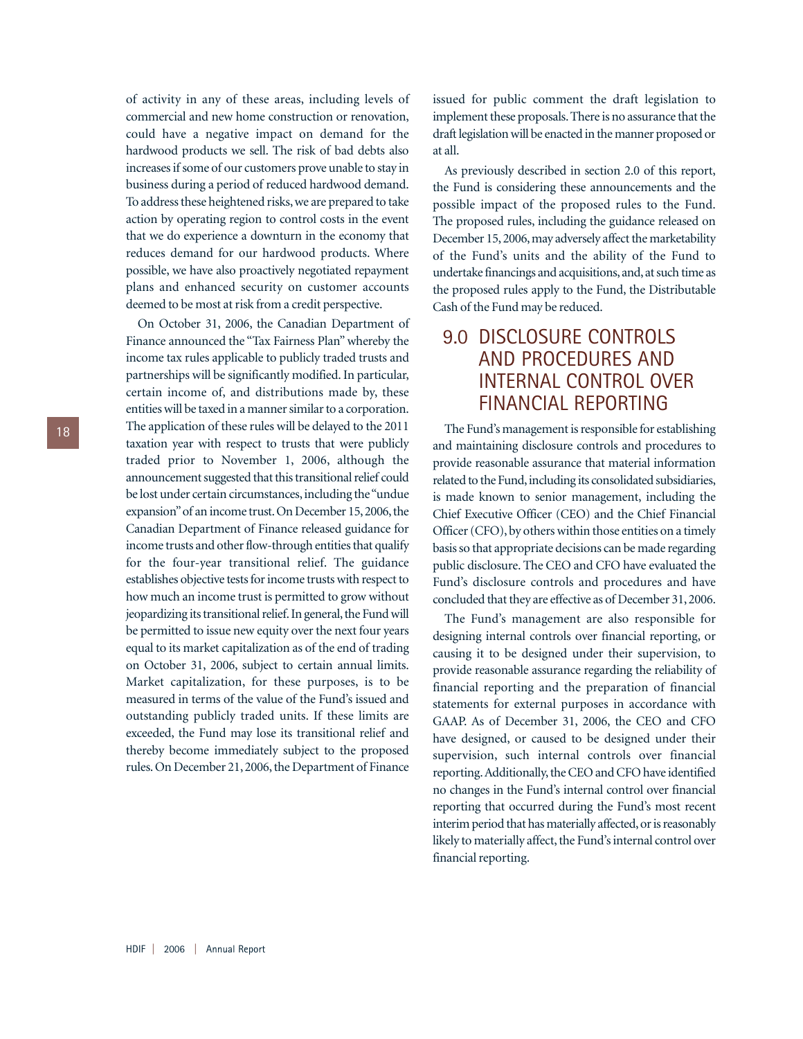of activity in any of these areas, including levels of commercial and new home construction or renovation, could have a negative impact on demand for the hardwood products we sell. The risk of bad debts also increases if some of our customers prove unable to stay in business during a period of reduced hardwood demand. To address these heightened risks, we are prepared to take action by operating region to control costs in the event that we do experience a downturn in the economy that reduces demand for our hardwood products. Where possible, we have also proactively negotiated repayment plans and enhanced security on customer accounts deemed to be most at risk from a credit perspective.

On October 31, 2006, the Canadian Department of Finance announced the "Tax Fairness Plan" whereby the income tax rules applicable to publicly traded trusts and partnerships will be significantly modified. In particular, certain income of, and distributions made by, these entities will be taxed in a manner similar to a corporation. The application of these rules will be delayed to the 2011 taxation year with respect to trusts that were publicly traded prior to November 1, 2006, although the announcement suggested that this transitional relief could be lost under certain circumstances, including the "undue expansion" of an income trust. On December 15, 2006, the Canadian Department of Finance released guidance for income trusts and other flow-through entities that qualify for the four-year transitional relief. The guidance establishes objective tests for income trusts with respect to how much an income trust is permitted to grow without jeopardizing its transitional relief. In general, the Fund will be permitted to issue new equity over the next four years equal to its market capitalization as of the end of trading on October 31, 2006, subject to certain annual limits. Market capitalization, for these purposes, is to be measured in terms of the value of the Fund's issued and outstanding publicly traded units. If these limits are exceeded, the Fund may lose its transitional relief and thereby become immediately subject to the proposed rules. On December 21, 2006, the Department of Finance issued for public comment the draft legislation to implement these proposals. There is no assurance that the draft legislation will be enacted in the manner proposed or at all.

As previously described in section 2.0 of this report, the Fund is considering these announcements and the possible impact of the proposed rules to the Fund. The proposed rules, including the guidance released on December 15, 2006, may adversely affect the marketability of the Fund's units and the ability of the Fund to undertake financings and acquisitions, and, at such time as the proposed rules apply to the Fund, the Distributable Cash of the Fund may be reduced.

## 9.0 DISCLOSURE CONTROLS AND PROCEDURES AND INTERNAL CONTROL OVER FINANCIAL REPORTING

The Fund's management is responsible for establishing and maintaining disclosure controls and procedures to provide reasonable assurance that material information related to the Fund, including its consolidated subsidiaries, is made known to senior management, including the Chief Executive Officer (CEO) and the Chief Financial Officer (CFO), by others within those entities on a timely basis so that appropriate decisions can be made regarding public disclosure. The CEO and CFO have evaluated the Fund's disclosure controls and procedures and have concluded that they are effective as of December 31, 2006.

The Fund's management are also responsible for designing internal controls over financial reporting, or causing it to be designed under their supervision, to provide reasonable assurance regarding the reliability of financial reporting and the preparation of financial statements for external purposes in accordance with GAAP. As of December 31, 2006, the CEO and CFO have designed, or caused to be designed under their supervision, such internal controls over financial reporting. Additionally, the CEO and CFO have identified no changes in the Fund's internal control over financial reporting that occurred during the Fund's most recent interim period that has materially affected, or is reasonably likely to materially affect, the Fund's internal control over financial reporting.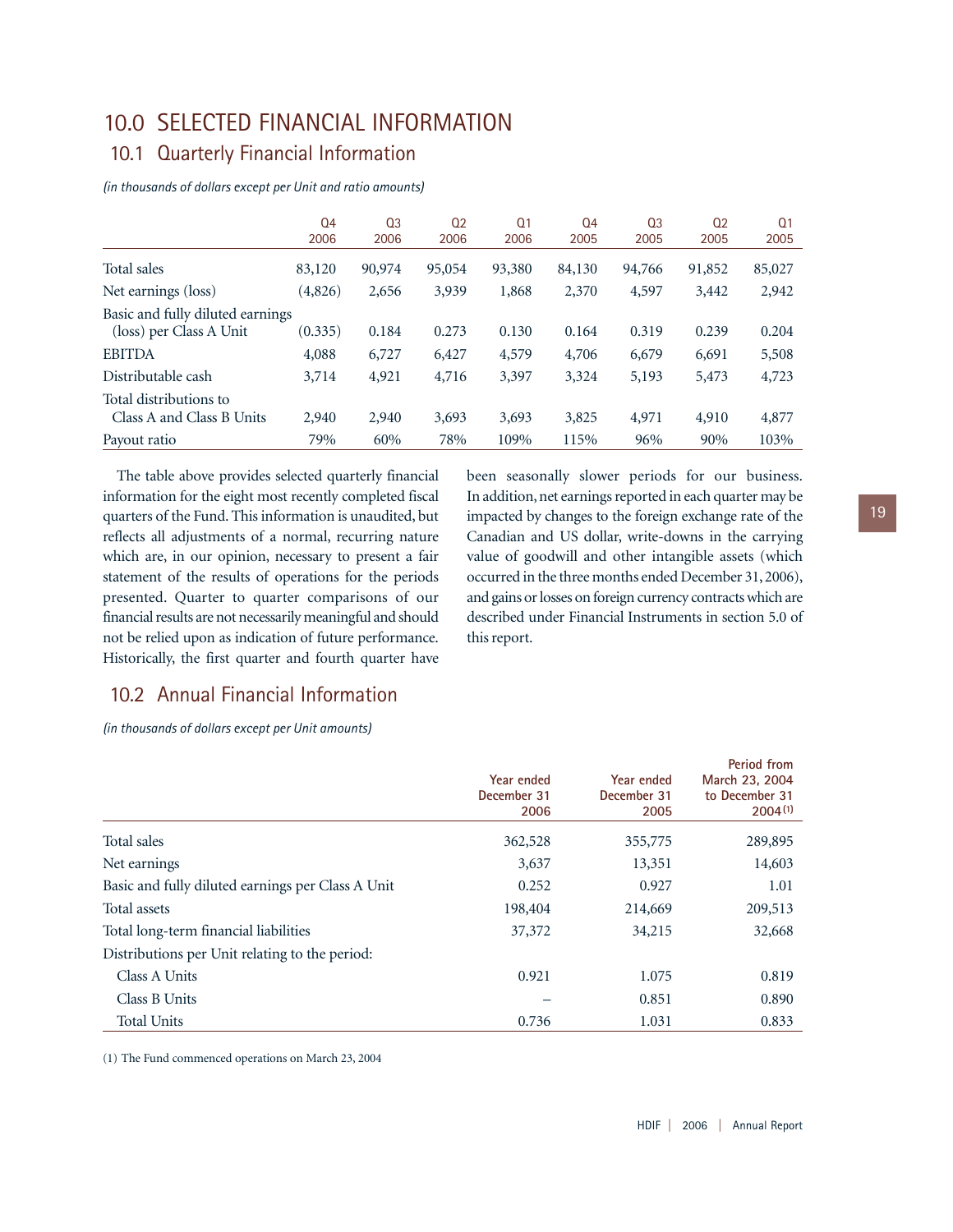# 10.0 SELECTED FINANCIAL INFORMATION

## 10.1 Quarterly Financial Information

*(in thousands of dollars except per Unit and ratio amounts)*

| | Q4 2006 | Q3 2006 | Q2 2006 | Q1 2006 | Q4 2005 | Q3 2005 | Q2 2005 | Q1 2005 |
|---|---|---|---|---|---|---|---|---|
| Total sales | 83,120 | 90,974 | 95,054 | 93,380 | 84,130 | 94,766 | 91,852 | 85,027 |
| Net earnings (loss) | (4,826) | 2,656 | 3,939 | 1,868 | 2,370 | 4,597 | 3,442 | 2,942 |
| Basic and fully diluted earnings (loss) per Class A Unit | (0.335) | 0.184 | 0.273 | 0.130 | 0.164 | 0.319 | 0.239 | 0.204 |
| EBITDA | 4,088 | 6,727 | 6,427 | 4,579 | 4,706 | 6,679 | 6,691 | 5,508 |
| Distributable cash | 3,714 | 4,921 | 4,716 | 3,397 | 3,324 | 5,193 | 5,473 | 4,723 |
| Total distributions to Class A and Class B Units | 2,940 | 2,940 | 3,693 | 3,693 | 3,825 | 4,971 | 4,910 | 4,877 |
| Payout ratio | 79% | 60% | 78% | 109% | 115% | 96% | 90% | 103% |

The table above provides selected quarterly financial information for the eight most recently completed fiscal quarters of the Fund. This information is unaudited, but reflects all adjustments of a normal, recurring nature which are, in our opinion, necessary to present a fair statement of the results of operations for the periods presented. Quarter to quarter comparisons of our financial results are not necessarily meaningful and should not be relied upon as indication of future performance. Historically, the first quarter and fourth quarter have been seasonally slower periods for our business. In addition, net earnings reported in each quarter may be impacted by changes to the foreign exchange rate of the Canadian and US dollar, write-downs in the carrying value of goodwill and other intangible assets (which occurred in the three months ended December 31, 2006), and gains or losses on foreign currency contracts which are described under Financial Instruments in section 5.0 of this report.

## 10.2 Annual Financial Information

*(in thousands of dollars except per Unit amounts)*

| | Year ended December 31 2006 | Year ended December 31 2005 | Period from March 23, 2004 to December 31 2004[1] |
|---|---|---|---|
| Total sales | 362,528 | 355,775 | 289,895 |
| Net earnings | 3,637 | 13,351 | 14,603 |
| Basic and fully diluted earnings per Class A Unit | 0.252 | 0.927 | 1.01 |
| Total assets | 198,404 | 214,669 | 209,513 |
| Total long-term financial liabilities | 37,372 | 34,215 | 32,668 |
| Distributions per Unit relating to the period: | | | |
| Class A Units | 0.921 | 1.075 | 0.819 |
| Class B Units | – | 0.851 | 0.890 |
| Total Units | 0.736 | 1.031 | 0.833 |

(1) The Fund commenced operations on March 23, 2004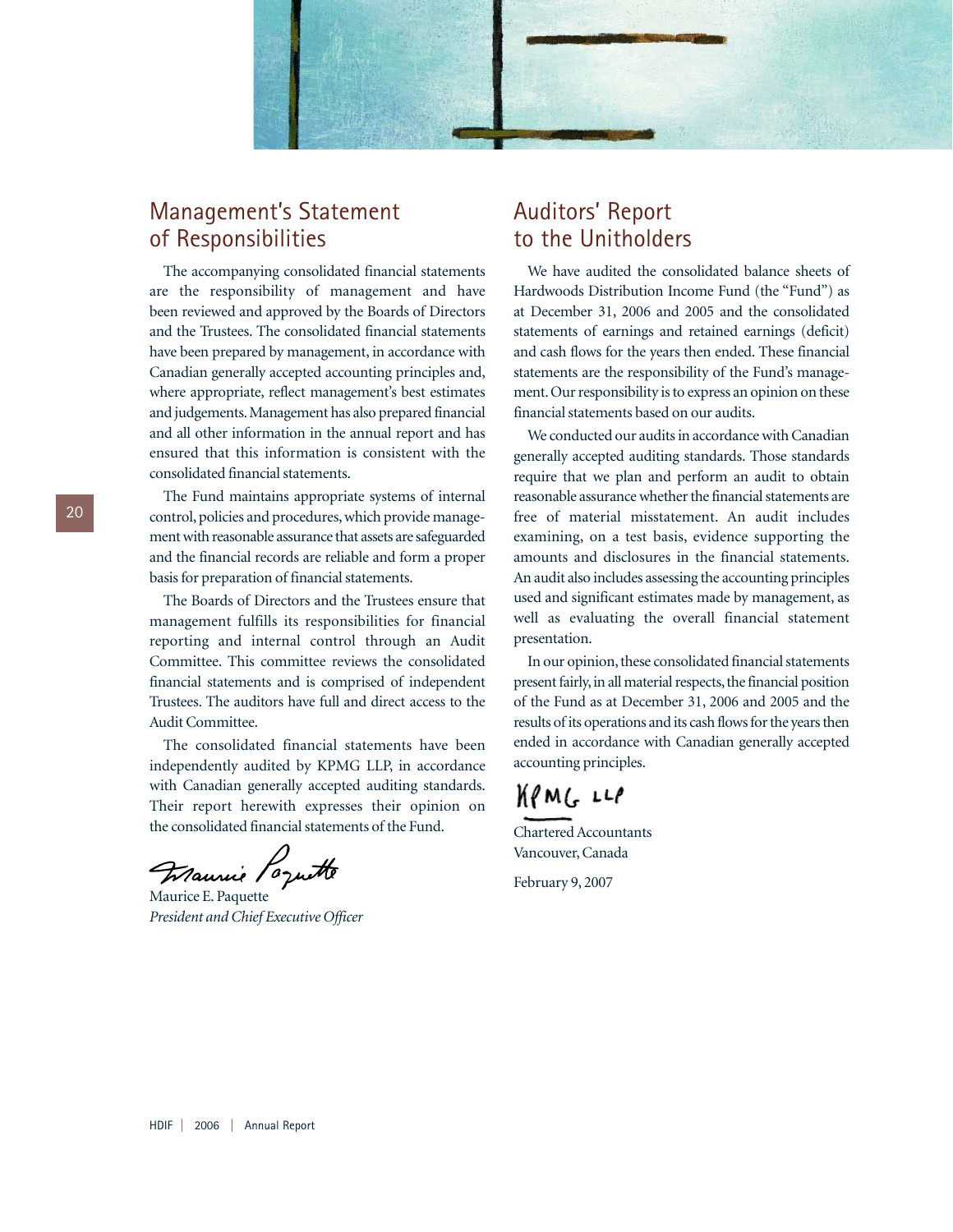## Management's Statement of Responsibilities

The accompanying consolidated financial statements are the responsibility of management and have been reviewed and approved by the Boards of Directors and the Trustees. The consolidated financial statements have been prepared by management, in accordance with Canadian generally accepted accounting principles and, where appropriate, reflect management's best estimates and judgements. Management has also prepared financial and all other information in the annual report and has ensured that this information is consistent with the consolidated financial statements.

The Fund maintains appropriate systems of internal control, policies and procedures, which provide management with reasonable assurance that assets are safeguarded and the financial records are reliable and form a proper basis for preparation of financial statements.

The Boards of Directors and the Trustees ensure that management fulfills its responsibilities for financial reporting and internal control through an Audit Committee. This committee reviews the consolidated financial statements and is comprised of independent Trustees. The auditors have full and direct access to the Audit Committee.

The consolidated financial statements have been independently audited by KPMG LLP, in accordance with Canadian generally accepted auditing standards. Their report herewith expresses their opinion on the consolidated financial statements of the Fund.

Maurice E. Paquette
*President and Chief Executive Officer*

## Auditors' Report to the Unitholders

We have audited the consolidated balance sheets of Hardwoods Distribution Income Fund (the "Fund") as at December 31, 2006 and 2005 and the consolidated statements of earnings and retained earnings (deficit) and cash flows for the years then ended. These financial statements are the responsibility of the Fund's management. Our responsibility is to express an opinion on these financial statements based on our audits.

We conducted our audits in accordance with Canadian generally accepted auditing standards. Those standards require that we plan and perform an audit to obtain reasonable assurance whether the financial statements are free of material misstatement. An audit includes examining, on a test basis, evidence supporting the amounts and disclosures in the financial statements. An audit also includes assessing the accounting principles used and significant estimates made by management, as well as evaluating the overall financial statement presentation.

In our opinion, these consolidated financial statements present fairly, in all material respects, the financial position of the Fund as at December 31, 2006 and 2005 and the results of its operations and its cash flows for the years then ended in accordance with Canadian generally accepted accounting principles.

KPMG LLP

Chartered Accountants
Vancouver, Canada

February 9, 2007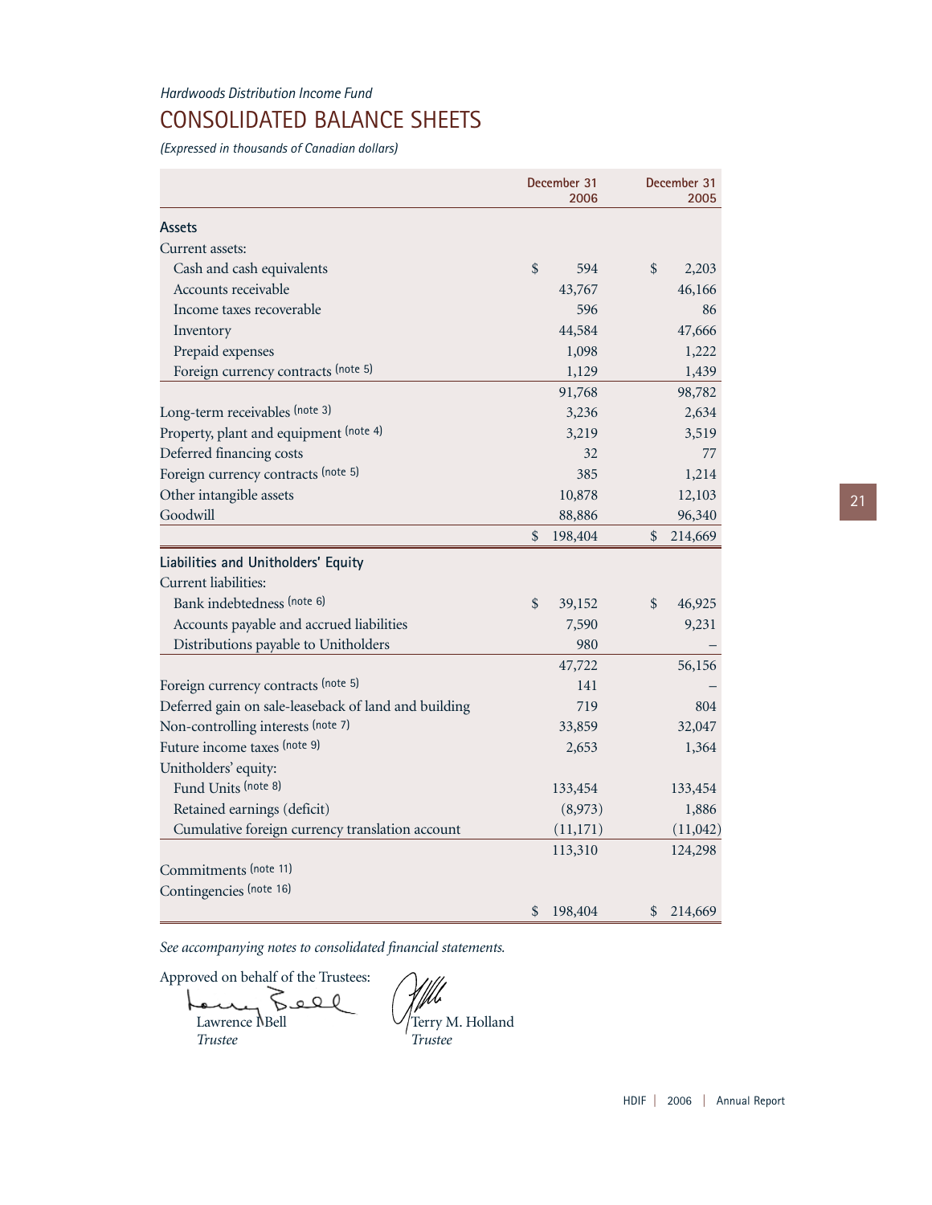*Hardwoods Distribution Income Fund*

# CONSOLIDATED BALANCE SHEETS

*(Expressed in thousands of Canadian dollars)*

| | December 31 2006 | December 31 2005 |
|---|---|---|
| **Assets** | | |
| Current assets: | | |
| Cash and cash equivalents | $ 594 | $ 2,203 |
| Accounts receivable | 43,767 | 46,166 |
| Income taxes recoverable | 596 | 86 |
| Inventory | 44,584 | 47,666 |
| Prepaid expenses | 1,098 | 1,222 |
| Foreign currency contracts (note 5) | 1,129 | 1,439 |
| | 91,768 | 98,782 |
| Long-term receivables (note 3) | 3,236 | 2,634 |
| Property, plant and equipment (note 4) | 3,219 | 3,519 |
| Deferred financing costs | 32 | 77 |
| Foreign currency contracts (note 5) | 385 | 1,214 |
| Other intangible assets | 10,878 | 12,103 |
| Goodwill | 88,886 | 96,340 |
| | $ 198,404 | $ 214,669 |
| **Liabilities and Unitholders' Equity** | | |
| Current liabilities: | | |
| Bank indebtedness (note 6) | $ 39,152 | $ 46,925 |
| Accounts payable and accrued liabilities | 7,590 | 9,231 |
| Distributions payable to Unitholders | 980 | – |
| | 47,722 | 56,156 |
| Foreign currency contracts (note 5) | 141 | – |
| Deferred gain on sale-leaseback of land and building | 719 | 804 |
| Non-controlling interests (note 7) | 33,859 | 32,047 |
| Future income taxes (note 9) | 2,653 | 1,364 |
| Unitholders' equity: | | |
| Fund Units (note 8) | 133,454 | 133,454 |
| Retained earnings (deficit) | (8,973) | 1,886 |
| Cumulative foreign currency translation account | (11,171) | (11,042) |
| | 113,310 | 124,298 |
| Commitments (note 11) | | |
| Contingencies (note 16) | | |
| | $ 198,404 | $ 214,669 |

*See accompanying notes to consolidated financial statements.*

Approved on behalf of the Trustees:

Lawrence I. Bell
*Trustee*

Terry M. Holland
*Trustee*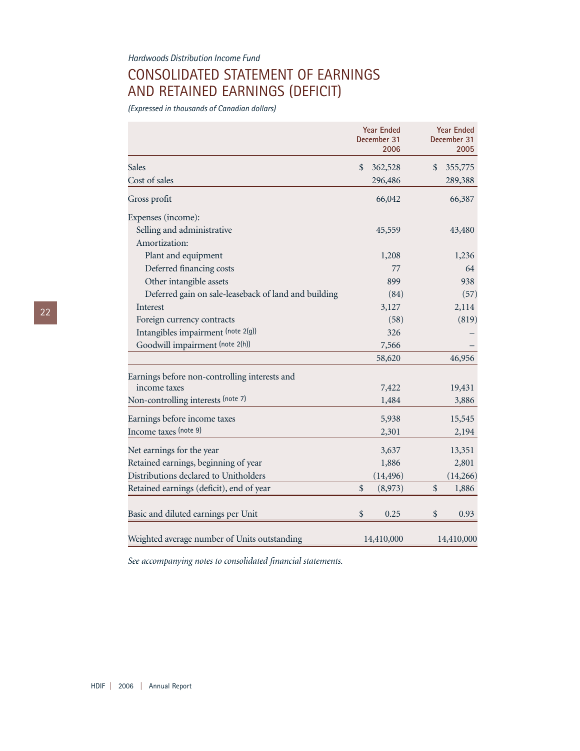*Hardwoods Distribution Income Fund*

# CONSOLIDATED STATEMENT OF EARNINGS AND RETAINED EARNINGS (DEFICIT)

*(Expressed in thousands of Canadian dollars)*

| | Year Ended December 31 2006 | Year Ended December 31 2005 |
|---|---|---|
| Sales | $ 362,528 | $ 355,775 |
| Cost of sales | 296,486 | 289,388 |
| Gross profit | 66,042 | 66,387 |
| Expenses (income): | | |
| Selling and administrative | 45,559 | 43,480 |
| Amortization: | | |
| Plant and equipment | 1,208 | 1,236 |
| Deferred financing costs | 77 | 64 |
| Other intangible assets | 899 | 938 |
| Deferred gain on sale-leaseback of land and building | (84) | (57) |
| Interest | 3,127 | 2,114 |
| Foreign currency contracts | (58) | (819) |
| Intangibles impairment (note 2(g)) | 326 | – |
| Goodwill impairment (note 2(h)) | 7,566 | – |
| | 58,620 | 46,956 |
| Earnings before non-controlling interests and income taxes | 7,422 | 19,431 |
| Non-controlling interests (note 7) | 1,484 | 3,886 |
| Earnings before income taxes | 5,938 | 15,545 |
| Income taxes (note 9) | 2,301 | 2,194 |
| Net earnings for the year | 3,637 | 13,351 |
| Retained earnings, beginning of year | 1,886 | 2,801 |
| Distributions declared to Unitholders | (14,496) | (14,266) |
| Retained earnings (deficit), end of year | $ (8,973) | $ 1,886 |
| Basic and diluted earnings per Unit | $ 0.25 | $ 0.93 |
| Weighted average number of Units outstanding | 14,410,000 | 14,410,000 |

*See accompanying notes to consolidated financial statements.*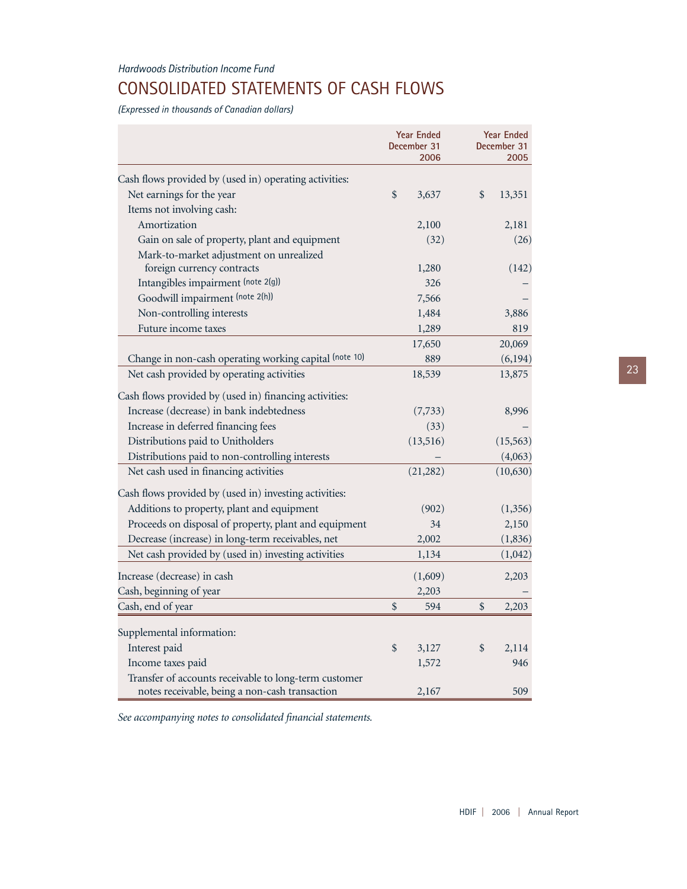*Hardwoods Distribution Income Fund*

# CONSOLIDATED STATEMENTS OF CASH FLOWS

*(Expressed in thousands of Canadian dollars)*

| | Year Ended December 31 2006 | Year Ended December 31 2005 |
|---|---|---|
| Cash flows provided by (used in) operating activities: | | |
| Net earnings for the year | $ 3,637 | $ 13,351 |
| Items not involving cash: | | |
| Amortization | 2,100 | 2,181 |
| Gain on sale of property, plant and equipment | (32) | (26) |
| Mark-to-market adjustment on unrealized foreign currency contracts | 1,280 | (142) |
| Intangibles impairment (note 2(g)) | 326 | – |
| Goodwill impairment (note 2(h)) | 7,566 | – |
| Non-controlling interests | 1,484 | 3,886 |
| Future income taxes | 1,289 | 819 |
| | 17,650 | 20,069 |
| Change in non-cash operating working capital (note 10) | 889 | (6,194) |
| Net cash provided by operating activities | 18,539 | 13,875 |
| Cash flows provided by (used in) financing activities: | | |
| Increase (decrease) in bank indebtedness | (7,733) | 8,996 |
| Increase in deferred financing fees | (33) | – |
| Distributions paid to Unitholders | (13,516) | (15,563) |
| Distributions paid to non-controlling interests | – | (4,063) |
| Net cash used in financing activities | (21,282) | (10,630) |
| Cash flows provided by (used in) investing activities: | | |
| Additions to property, plant and equipment | (902) | (1,356) |
| Proceeds on disposal of property, plant and equipment | 34 | 2,150 |
| Decrease (increase) in long-term receivables, net | 2,002 | (1,836) |
| Net cash provided by (used in) investing activities | 1,134 | (1,042) |
| Increase (decrease) in cash | (1,609) | 2,203 |
| Cash, beginning of year | 2,203 | – |
| Cash, end of year | $ 594 | $ 2,203 |
| Supplemental information: | | |
| Interest paid | $ 3,127 | $ 2,114 |
| Income taxes paid | 1,572 | 946 |
| Transfer of accounts receivable to long-term customer notes receivable, being a non-cash transaction | 2,167 | 509 |

*See accompanying notes to consolidated financial statements.*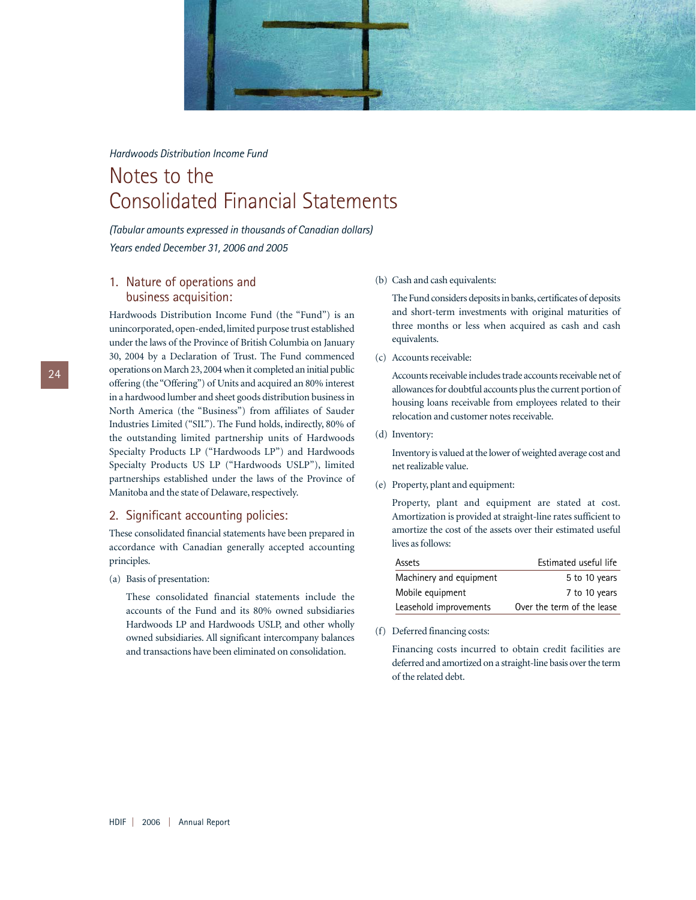*Hardwoods Distribution Income Fund*

# Notes to the Consolidated Financial Statements

*(Tabular amounts expressed in thousands of Canadian dollars)*
*Years ended December 31, 2006 and 2005*

## 1. Nature of operations and business acquisition:

Hardwoods Distribution Income Fund (the "Fund") is an unincorporated, open-ended, limited purpose trust established under the laws of the Province of British Columbia on January 30, 2004 by a Declaration of Trust. The Fund commenced operations on March 23, 2004 when it completed an initial public offering (the "Offering") of Units and acquired an 80% interest in a hardwood lumber and sheet goods distribution business in North America (the "Business") from affiliates of Sauder Industries Limited ("SIL"). The Fund holds, indirectly, 80% of the outstanding limited partnership units of Hardwoods Specialty Products LP ("Hardwoods LP") and Hardwoods Specialty Products US LP ("Hardwoods USLP"), limited partnerships established under the laws of the Province of Manitoba and the state of Delaware, respectively.

## 2. Significant accounting policies:

These consolidated financial statements have been prepared in accordance with Canadian generally accepted accounting principles.

(a) Basis of presentation:

These consolidated financial statements include the accounts of the Fund and its 80% owned subsidiaries Hardwoods LP and Hardwoods USLP, and other wholly owned subsidiaries. All significant intercompany balances and transactions have been eliminated on consolidation.

(b) Cash and cash equivalents:

The Fund considers deposits in banks, certificates of deposits and short-term investments with original maturities of three months or less when acquired as cash and cash equivalents.

(c) Accounts receivable:

Accounts receivable includes trade accounts receivable net of allowances for doubtful accounts plus the current portion of housing loans receivable from employees related to their relocation and customer notes receivable.

(d) Inventory:

Inventory is valued at the lower of weighted average cost and net realizable value.

(e) Property, plant and equipment:

Property, plant and equipment are stated at cost. Amortization is provided at straight-line rates sufficient to amortize the cost of the assets over their estimated useful lives as follows:

| Assets | Estimated useful life |
|---|---|
| Machinery and equipment | 5 to 10 years |
| Mobile equipment | 7 to 10 years |
| Leasehold improvements | Over the term of the lease |

(f) Deferred financing costs:

Financing costs incurred to obtain credit facilities are deferred and amortized on a straight-line basis over the term of the related debt.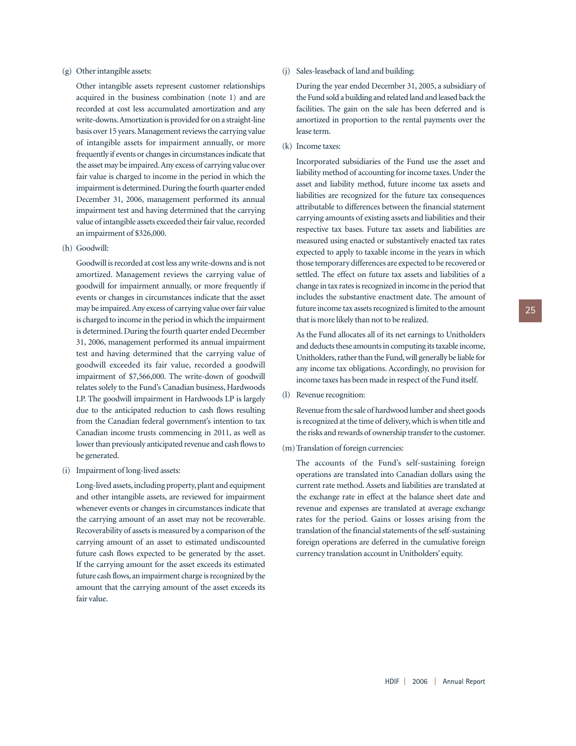(g) Other intangible assets:

Other intangible assets represent customer relationships acquired in the business combination (note 1) and are recorded at cost less accumulated amortization and any write-downs. Amortization is provided for on a straight-line basis over 15 years. Management reviews the carrying value of intangible assets for impairment annually, or more frequently if events or changes in circumstances indicate that the asset may be impaired. Any excess of carrying value over fair value is charged to income in the period in which the impairment is determined. During the fourth quarter ended December 31, 2006, management performed its annual impairment test and having determined that the carrying value of intangible assets exceeded their fair value, recorded an impairment of $326,000.

(h) Goodwill:

Goodwill is recorded at cost less any write-downs and is not amortized. Management reviews the carrying value of goodwill for impairment annually, or more frequently if events or changes in circumstances indicate that the asset may be impaired. Any excess of carrying value over fair value is charged to income in the period in which the impairment is determined. During the fourth quarter ended December 31, 2006, management performed its annual impairment test and having determined that the carrying value of goodwill exceeded its fair value, recorded a goodwill impairment of $7,566,000. The write-down of goodwill relates solely to the Fund's Canadian business, Hardwoods LP. The goodwill impairment in Hardwoods LP is largely due to the anticipated reduction to cash flows resulting from the Canadian federal government's intention to tax Canadian income trusts commencing in 2011, as well as lower than previously anticipated revenue and cash flows to be generated.

(i) Impairment of long-lived assets:

Long-lived assets, including property, plant and equipment and other intangible assets, are reviewed for impairment whenever events or changes in circumstances indicate that the carrying amount of an asset may not be recoverable. Recoverability of assets is measured by a comparison of the carrying amount of an asset to estimated undiscounted future cash flows expected to be generated by the asset. If the carrying amount for the asset exceeds its estimated future cash flows, an impairment charge is recognized by the amount that the carrying amount of the asset exceeds its fair value.

(j) Sales-leaseback of land and building:

During the year ended December 31, 2005, a subsidiary of the Fund sold a building and related land and leased back the facilities. The gain on the sale has been deferred and is amortized in proportion to the rental payments over the lease term.

(k) Income taxes:

Incorporated subsidiaries of the Fund use the asset and liability method of accounting for income taxes. Under the asset and liability method, future income tax assets and liabilities are recognized for the future tax consequences attributable to differences between the financial statement carrying amounts of existing assets and liabilities and their respective tax bases. Future tax assets and liabilities are measured using enacted or substantively enacted tax rates expected to apply to taxable income in the years in which those temporary differences are expected to be recovered or settled. The effect on future tax assets and liabilities of a change in tax rates is recognized in income in the period that includes the substantive enactment date. The amount of future income tax assets recognized is limited to the amount that is more likely than not to be realized.

As the Fund allocates all of its net earnings to Unitholders and deducts these amounts in computing its taxable income, Unitholders, rather than the Fund, will generally be liable for any income tax obligations. Accordingly, no provision for income taxes has been made in respect of the Fund itself.

(l) Revenue recognition:

Revenue from the sale of hardwood lumber and sheet goods is recognized at the time of delivery, which is when title and the risks and rewards of ownership transfer to the customer.

(m) Translation of foreign currencies:

The accounts of the Fund's self-sustaining foreign operations are translated into Canadian dollars using the current rate method. Assets and liabilities are translated at the exchange rate in effect at the balance sheet date and revenue and expenses are translated at average exchange rates for the period. Gains or losses arising from the translation of the financial statements of the self-sustaining foreign operations are deferred in the cumulative foreign currency translation account in Unitholders' equity.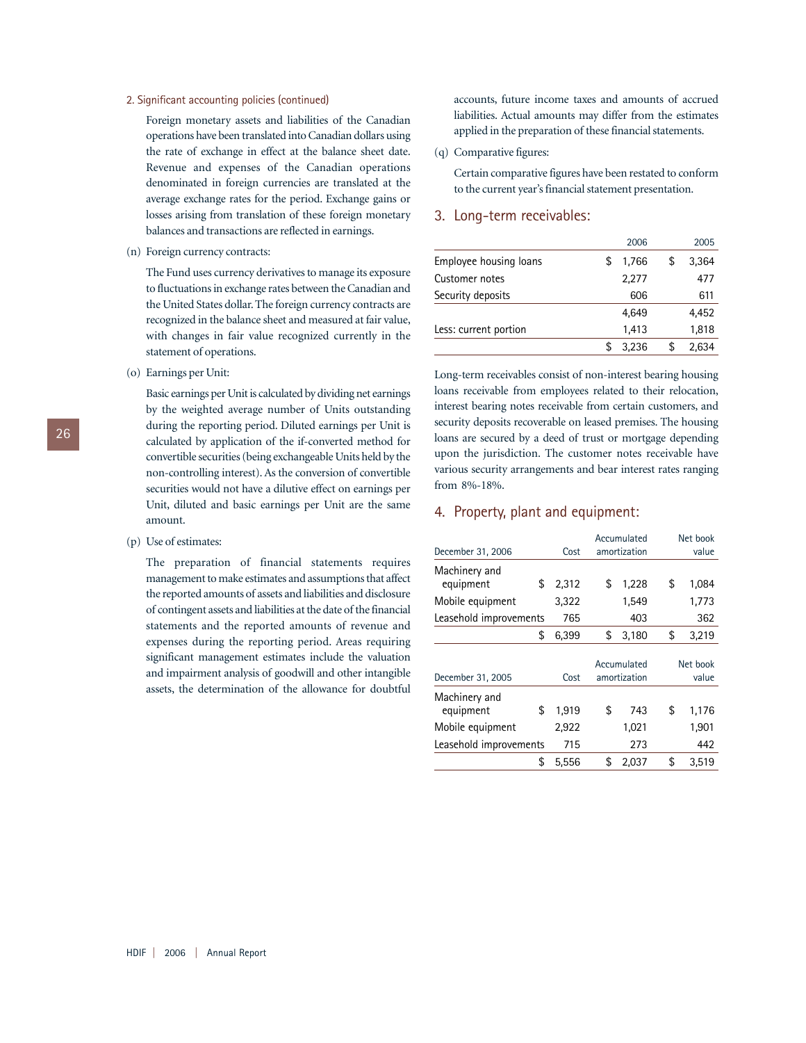2. Significant accounting policies (continued)

Foreign monetary assets and liabilities of the Canadian operations have been translated into Canadian dollars using the rate of exchange in effect at the balance sheet date. Revenue and expenses of the Canadian operations denominated in foreign currencies are translated at the average exchange rates for the period. Exchange gains or losses arising from translation of these foreign monetary balances and transactions are reflected in earnings.

(n) Foreign currency contracts:

The Fund uses currency derivatives to manage its exposure to fluctuations in exchange rates between the Canadian and the United States dollar. The foreign currency contracts are recognized in the balance sheet and measured at fair value, with changes in fair value recognized currently in the statement of operations.

(o) Earnings per Unit:

Basic earnings per Unit is calculated by dividing net earnings by the weighted average number of Units outstanding during the reporting period. Diluted earnings per Unit is calculated by application of the if-converted method for convertible securities (being exchangeable Units held by the non-controlling interest). As the conversion of convertible securities would not have a dilutive effect on earnings per Unit, diluted and basic earnings per Unit are the same amount.

(p) Use of estimates:

The preparation of financial statements requires management to make estimates and assumptions that affect the reported amounts of assets and liabilities and disclosure of contingent assets and liabilities at the date of the financial statements and the reported amounts of revenue and expenses during the reporting period. Areas requiring significant management estimates include the valuation and impairment analysis of goodwill and other intangible assets, the determination of the allowance for doubtful accounts, future income taxes and amounts of accrued liabilities. Actual amounts may differ from the estimates applied in the preparation of these financial statements.

(q) Comparative figures:

Certain comparative figures have been restated to conform to the current year's financial statement presentation.

## 3. Long-term receivables:

| | 2006 | 2005 |
|---|---|---|
| Employee housing loans | $ 1,766 | $ 3,364 |
| Customer notes | 2,277 | 477 |
| Security deposits | 606 | 611 |
| | 4,649 | 4,452 |
| Less: current portion | 1,413 | 1,818 |
| | $ 3,236 | $ 2,634 |

Long-term receivables consist of non-interest bearing housing loans receivable from employees related to their relocation, interest bearing notes receivable from certain customers, and security deposits recoverable on leased premises. The housing loans are secured by a deed of trust or mortgage depending upon the jurisdiction. The customer notes receivable have various security arrangements and bear interest rates ranging from 8%-18%.

## 4. Property, plant and equipment:

| December 31, 2006 | Cost | Accumulated amortization | Net book value |
|---|---|---|---|
| Machinery and equipment | $ 2,312 | $ 1,228 | $ 1,084 |
| Mobile equipment | 3,322 | 1,549 | 1,773 |
| Leasehold improvements | 765 | 403 | 362 |
| | $ 6,399 | $ 3,180 | $ 3,219 |

| December 31, 2005 | Cost | Accumulated amortization | Net book value |
|---|---|---|---|
| Machinery and equipment | $ 1,919 | $ 743 | $ 1,176 |
| Mobile equipment | 2,922 | 1,021 | 1,901 |
| Leasehold improvements | 715 | 273 | 442 |
| | $ 5,556 | $ 2,037 | $ 3,519 |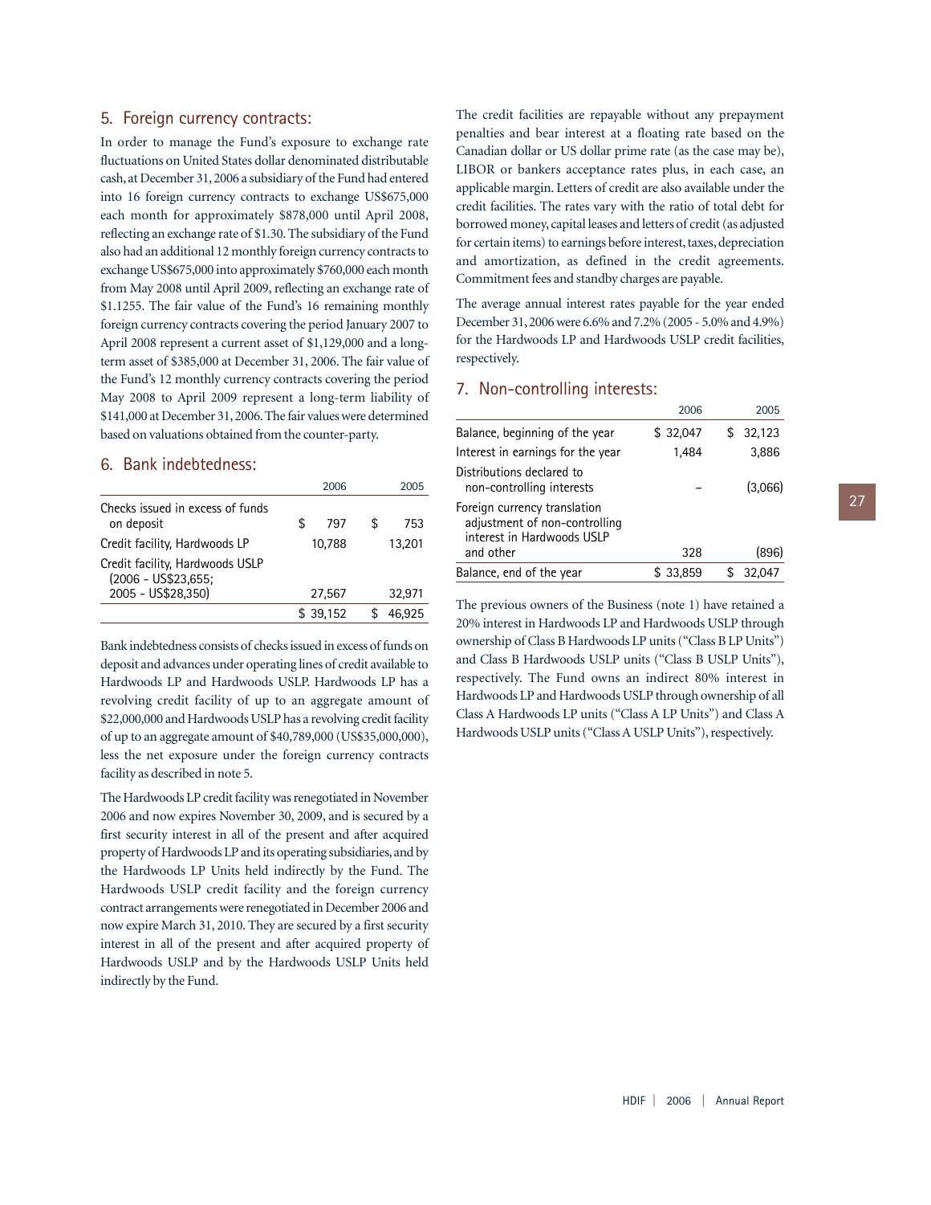## 5. Foreign currency contracts:

In order to manage the Fund's exposure to exchange rate fluctuations on United States dollar denominated distributable cash, at December 31, 2006 a subsidiary of the Fund had entered into 16 foreign currency contracts to exchange US$675,000 each month for approximately $878,000 until April 2008, reflecting an exchange rate of $1.30. The subsidiary of the Fund also had an additional 12 monthly foreign currency contracts to exchange US$675,000 into approximately $760,000 each month from May 2008 until April 2009, reflecting an exchange rate of $1.1255. The fair value of the Fund's 16 remaining monthly foreign currency contracts covering the period January 2007 to April 2008 represent a current asset of $1,129,000 and a long-term asset of $385,000 at December 31, 2006. The fair value of the Fund's 12 monthly currency contracts covering the period May 2008 to April 2009 represent a long-term liability of $141,000 at December 31, 2006. The fair values were determined based on valuations obtained from the counter-party.

## 6. Bank indebtedness:

| | 2006 | 2005 |
|---|---|---|
| Checks issued in excess of funds on deposit | $ 797 | $ 753 |
| Credit facility, Hardwoods LP | 10,788 | 13,201 |
| Credit facility, Hardwoods USLP (2006 - US$23,655; 2005 - US$28,350) | 27,567 | 32,971 |
| | $ 39,152 | $ 46,925 |

Bank indebtedness consists of checks issued in excess of funds on deposit and advances under operating lines of credit available to Hardwoods LP and Hardwoods USLP. Hardwoods LP has a revolving credit facility of up to an aggregate amount of $22,000,000 and Hardwoods USLP has a revolving credit facility of up to an aggregate amount of $40,789,000 (US$35,000,000), less the net exposure under the foreign currency contracts facility as described in note 5.

The Hardwoods LP credit facility was renegotiated in November 2006 and now expires November 30, 2009, and is secured by a first security interest in all of the present and after acquired property of Hardwoods LP and its operating subsidiaries, and by the Hardwoods LP Units held indirectly by the Fund. The Hardwoods USLP credit facility and the foreign currency contract arrangements were renegotiated in December 2006 and now expire March 31, 2010. They are secured by a first security interest in all of the present and after acquired property of Hardwoods USLP and by the Hardwoods USLP Units held indirectly by the Fund.

The credit facilities are repayable without any prepayment penalties and bear interest at a floating rate based on the Canadian dollar or US dollar prime rate (as the case may be), LIBOR or bankers acceptance rates plus, in each case, an applicable margin. Letters of credit are also available under the credit facilities. The rates vary with the ratio of total debt for borrowed money, capital leases and letters of credit (as adjusted for certain items) to earnings before interest, taxes, depreciation and amortization, as defined in the credit agreements. Commitment fees and standby charges are payable.

The average annual interest rates payable for the year ended December 31, 2006 were 6.6% and 7.2% (2005 - 5.0% and 4.9%) for the Hardwoods LP and Hardwoods USLP credit facilities, respectively.

## 7. Non-controlling interests:

| | 2006 | 2005 |
|---|---|---|
| Balance, beginning of the year | $ 32,047 | $ 32,123 |
| Interest in earnings for the year | 1,484 | 3,886 |
| Distributions declared to non-controlling interests | – | (3,066) |
| Foreign currency translation adjustment of non-controlling interest in Hardwoods USLP and other | 328 | (896) |
| Balance, end of the year | $ 33,859 | $ 32,047 |

The previous owners of the Business (note 1) have retained a 20% interest in Hardwoods LP and Hardwoods USLP through ownership of Class B Hardwoods LP units ("Class B LP Units") and Class B Hardwoods USLP units ("Class B USLP Units"), respectively. The Fund owns an indirect 80% interest in Hardwoods LP and Hardwoods USLP through ownership of all Class A Hardwoods LP units ("Class A LP Units") and Class A Hardwoods USLP units ("Class A USLP Units"), respectively.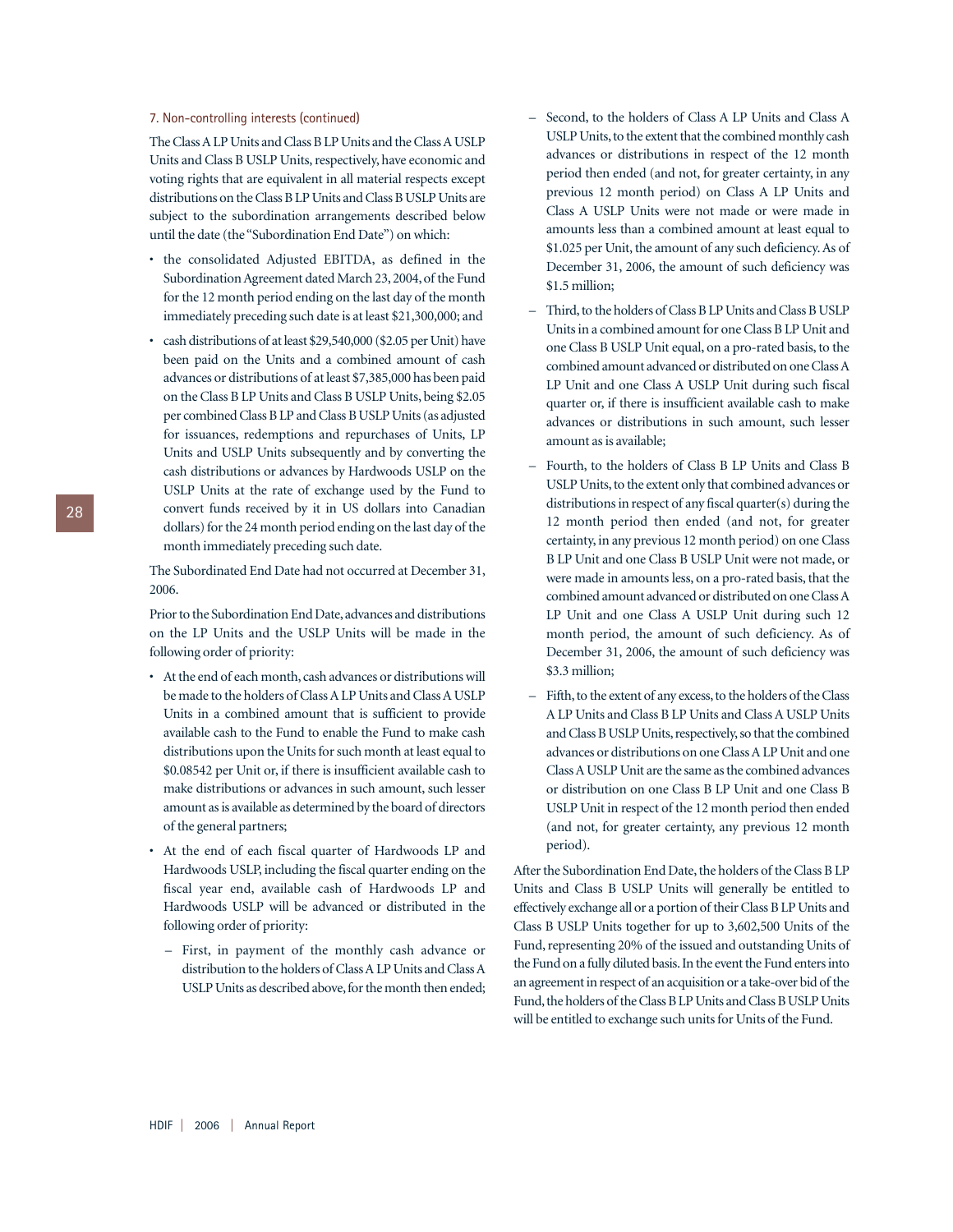7. Non-controlling interests (continued)

The Class A LP Units and Class B LP Units and the Class A USLP Units and Class B USLP Units, respectively, have economic and voting rights that are equivalent in all material respects except distributions on the Class B LP Units and Class B USLP Units are subject to the subordination arrangements described below until the date (the "Subordination End Date") on which:

- the consolidated Adjusted EBITDA, as defined in the Subordination Agreement dated March 23, 2004, of the Fund for the 12 month period ending on the last day of the month immediately preceding such date is at least $21,300,000; and
- cash distributions of at least $29,540,000 ($2.05 per Unit) have been paid on the Units and a combined amount of cash advances or distributions of at least $7,385,000 has been paid on the Class B LP Units and Class B USLP Units, being $2.05 per combined Class B LP and Class B USLP Units (as adjusted for issuances, redemptions and repurchases of Units, LP Units and USLP Units subsequently and by converting the cash distributions or advances by Hardwoods USLP on the USLP Units at the rate of exchange used by the Fund to convert funds received by it in US dollars into Canadian dollars) for the 24 month period ending on the last day of the month immediately preceding such date.

The Subordinated End Date had not occurred at December 31, 2006.

Prior to the Subordination End Date, advances and distributions on the LP Units and the USLP Units will be made in the following order of priority:

- At the end of each month, cash advances or distributions will be made to the holders of Class A LP Units and Class A USLP Units in a combined amount that is sufficient to provide available cash to the Fund to enable the Fund to make cash distributions upon the Units for such month at least equal to $0.08542 per Unit or, if there is insufficient available cash to make distributions or advances in such amount, such lesser amount as is available as determined by the board of directors of the general partners;
- At the end of each fiscal quarter of Hardwoods LP and Hardwoods USLP, including the fiscal quarter ending on the fiscal year end, available cash of Hardwoods LP and Hardwoods USLP will be advanced or distributed in the following order of priority:
  - First, in payment of the monthly cash advance or distribution to the holders of Class A LP Units and Class A USLP Units as described above, for the month then ended;
  - Second, to the holders of Class A LP Units and Class A USLP Units, to the extent that the combined monthly cash advances or distributions in respect of the 12 month period then ended (and not, for greater certainty, in any previous 12 month period) on Class A LP Units and Class A USLP Units were not made or were made in amounts less than a combined amount at least equal to $1.025 per Unit, the amount of any such deficiency. As of December 31, 2006, the amount of such deficiency was $1.5 million;
  - Third, to the holders of Class B LP Units and Class B USLP Units in a combined amount for one Class B LP Unit and one Class B USLP Unit equal, on a pro-rated basis, to the combined amount advanced or distributed on one Class A LP Unit and one Class A USLP Unit during such fiscal quarter or, if there is insufficient available cash to make advances or distributions in such amount, such lesser amount as is available;
  - Fourth, to the holders of Class B LP Units and Class B USLP Units, to the extent only that combined advances or distributions in respect of any fiscal quarter(s) during the 12 month period then ended (and not, for greater certainty, in any previous 12 month period) on one Class B LP Unit and one Class B USLP Unit were not made, or were made in amounts less, on a pro-rated basis, that the combined amount advanced or distributed on one Class A LP Unit and one Class A USLP Unit during such 12 month period, the amount of such deficiency. As of December 31, 2006, the amount of such deficiency was $3.3 million;
  - Fifth, to the extent of any excess, to the holders of the Class A LP Units and Class B LP Units and Class A USLP Units and Class B USLP Units, respectively, so that the combined advances or distributions on one Class A LP Unit and one Class A USLP Unit are the same as the combined advances or distribution on one Class B LP Unit and one Class B USLP Unit in respect of the 12 month period then ended (and not, for greater certainty, any previous 12 month period).

After the Subordination End Date, the holders of the Class B LP Units and Class B USLP Units will generally be entitled to effectively exchange all or a portion of their Class B LP Units and Class B USLP Units together for up to 3,602,500 Units of the Fund, representing 20% of the issued and outstanding Units of the Fund on a fully diluted basis. In the event the Fund enters into an agreement in respect of an acquisition or a take-over bid of the Fund, the holders of the Class B LP Units and Class B USLP Units will be entitled to exchange such units for Units of the Fund.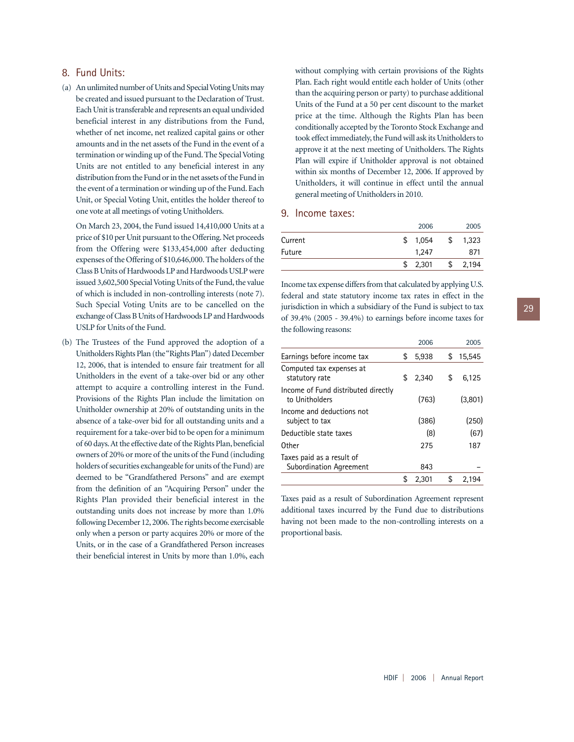## 8. Fund Units:

(a) An unlimited number of Units and Special Voting Units may be created and issued pursuant to the Declaration of Trust. Each Unit is transferable and represents an equal undivided beneficial interest in any distributions from the Fund, whether of net income, net realized capital gains or other amounts and in the net assets of the Fund in the event of a termination or winding up of the Fund. The Special Voting Units are not entitled to any beneficial interest in any distribution from the Fund or in the net assets of the Fund in the event of a termination or winding up of the Fund. Each Unit, or Special Voting Unit, entitles the holder thereof to one vote at all meetings of voting Unitholders.

On March 23, 2004, the Fund issued 14,410,000 Units at a price of $10 per Unit pursuant to the Offering. Net proceeds from the Offering were $133,454,000 after deducting expenses of the Offering of $10,646,000. The holders of the Class B Units of Hardwoods LP and Hardwoods USLP were issued 3,602,500 Special Voting Units of the Fund, the value of which is included in non-controlling interests (note 7). Such Special Voting Units are to be cancelled on the exchange of Class B Units of Hardwoods LP and Hardwoods USLP for Units of the Fund.

(b) The Trustees of the Fund approved the adoption of a Unitholders Rights Plan (the "Rights Plan") dated December 12, 2006, that is intended to ensure fair treatment for all Unitholders in the event of a take-over bid or any other attempt to acquire a controlling interest in the Fund. Provisions of the Rights Plan include the limitation on Unitholder ownership at 20% of outstanding units in the absence of a take-over bid for all outstanding units and a requirement for a take-over bid to be open for a minimum of 60 days. At the effective date of the Rights Plan, beneficial owners of 20% or more of the units of the Fund (including holders of securities exchangeable for units of the Fund) are deemed to be "Grandfathered Persons" and are exempt from the definition of an "Acquiring Person" under the Rights Plan provided their beneficial interest in the outstanding units does not increase by more than 1.0% following December 12, 2006. The rights become exercisable only when a person or party acquires 20% or more of the Units, or in the case of a Grandfathered Person increases their beneficial interest in Units by more than 1.0%, each without complying with certain provisions of the Rights Plan. Each right would entitle each holder of Units (other than the acquiring person or party) to purchase additional Units of the Fund at a 50 per cent discount to the market price at the time. Although the Rights Plan has been conditionally accepted by the Toronto Stock Exchange and took effect immediately, the Fund will ask its Unitholders to approve it at the next meeting of Unitholders. The Rights Plan will expire if Unitholder approval is not obtained within six months of December 12, 2006. If approved by Unitholders, it will continue in effect until the annual general meeting of Unitholders in 2010.

## 9. Income taxes:

| | 2006 | 2005 |
|---|---|---|
| Current | $ 1,054 | $ 1,323 |
| Future | 1,247 | 871 |
| | $ 2,301 | $ 2,194 |

Income tax expense differs from that calculated by applying U.S. federal and state statutory income tax rates in effect in the jurisdiction in which a subsidiary of the Fund is subject to tax of 39.4% (2005 - 39.4%) to earnings before income taxes for the following reasons:

| | 2006 | 2005 |
|---|---|---|
| Earnings before income tax | $ 5,938 | $ 15,545 |
| Computed tax expenses at statutory rate | $ 2,340 | $ 6,125 |
| Income of Fund distributed directly to Unitholders | (763) | (3,801) |
| Income and deductions not subject to tax | (386) | (250) |
| Deductible state taxes | (8) | (67) |
| Other | 275 | 187 |
| Taxes paid as a result of Subordination Agreement | 843 | – |
| | $ 2,301 | $ 2,194 |

Taxes paid as a result of Subordination Agreement represent additional taxes incurred by the Fund due to distributions having not been made to the non-controlling interests on a proportional basis.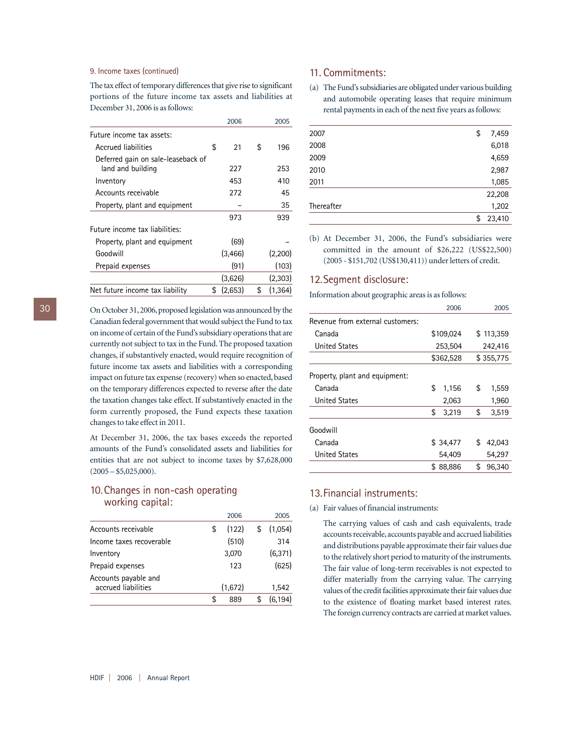9. Income taxes (continued)

The tax effect of temporary differences that give rise to significant portions of the future income tax assets and liabilities at December 31, 2006 is as follows:

| | 2006 | 2005 |
|---|---|---|
| Future income tax assets: | | |
| Accrued liabilities | $ 21 | $ 196 |
| Deferred gain on sale-leaseback of land and building | 227 | 253 |
| Inventory | 453 | 410 |
| Accounts receivable | 272 | 45 |
| Property, plant and equipment | – | 35 |
| | 973 | 939 |
| Future income tax liabilities: | | |
| Property, plant and equipment | (69) | – |
| Goodwill | (3,466) | (2,200) |
| Prepaid expenses | (91) | (103) |
| | (3,626) | (2,303) |
| Net future income tax liability | $ (2,653) | $ (1,364) |

On October 31, 2006, proposed legislation was announced by the Canadian federal government that would subject the Fund to tax on income of certain of the Fund's subsidiary operations that are currently not subject to tax in the Fund. The proposed taxation changes, if substantively enacted, would require recognition of future income tax assets and liabilities with a corresponding impact on future tax expense (recovery) when so enacted, based on the temporary differences expected to reverse after the date the taxation changes take effect. If substantively enacted in the form currently proposed, the Fund expects these taxation changes to take effect in 2011.

At December 31, 2006, the tax bases exceeds the reported amounts of the Fund's consolidated assets and liabilities for entities that are not subject to income taxes by $7,628,000 (2005 – $5,025,000).

## 10. Changes in non-cash operating working capital:

| | 2006 | 2005 |
|---|---|---|
| Accounts receivable | $ (122) | $ (1,054) |
| Income taxes recoverable | (510) | 314 |
| Inventory | 3,070 | (6,371) |
| Prepaid expenses | 123 | (625) |
| Accounts payable and accrued liabilities | (1,672) | 1,542 |
| | $ 889 | $ (6,194) |

## 11. Commitments:

(a) The Fund's subsidiaries are obligated under various building and automobile operating leases that require minimum rental payments in each of the next five years as follows:

| | |
|---|---|
| 2007 | $ 7,459 |
| 2008 | 6,018 |
| 2009 | 4,659 |
| 2010 | 2,987 |
| 2011 | 1,085 |
| | 22,208 |
| Thereafter | 1,202 |
| | $ 23,410 |

(b) At December 31, 2006, the Fund's subsidiaries were committed in the amount of $26,222 (US$22,500) (2005 - $151,702 (US$130,411)) under letters of credit.

## 12. Segment disclosure:

Information about geographic areas is as follows:

| | 2006 | 2005 |
|---|---|---|
| Revenue from external customers: | | |
| Canada | $109,024 | $ 113,359 |
| United States | 253,504 | 242,416 |
| | $362,528 | $ 355,775 |
| Property, plant and equipment: | | |
| Canada | $ 1,156 | $ 1,559 |
| United States | 2,063 | 1,960 |
| | $ 3,219 | $ 3,519 |
| Goodwill | | |
| Canada | $ 34,477 | $ 42,043 |
| United States | 54,409 | 54,297 |
| | $ 88,886 | $ 96,340 |

## 13. Financial instruments:

(a) Fair values of financial instruments:

The carrying values of cash and cash equivalents, trade accounts receivable, accounts payable and accrued liabilities and distributions payable approximate their fair values due to the relatively short period to maturity of the instruments. The fair value of long-term receivables is not expected to differ materially from the carrying value. The carrying values of the credit facilities approximate their fair values due to the existence of floating market based interest rates. The foreign currency contracts are carried at market values.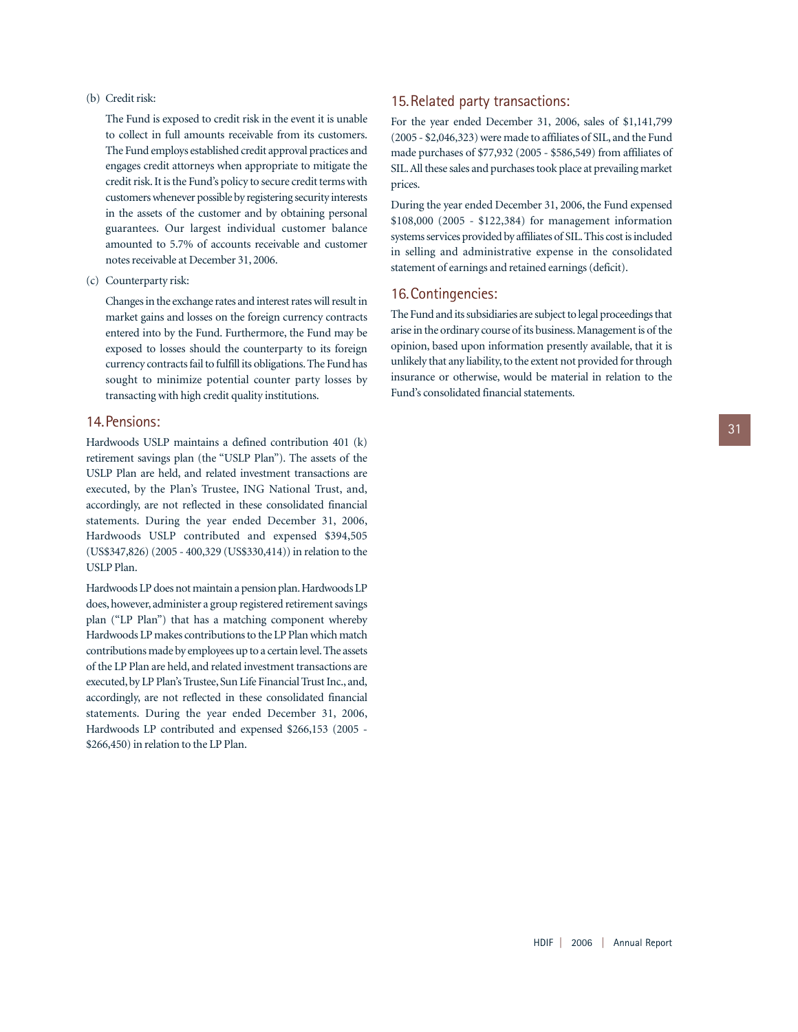(b) Credit risk:

The Fund is exposed to credit risk in the event it is unable to collect in full amounts receivable from its customers. The Fund employs established credit approval practices and engages credit attorneys when appropriate to mitigate the credit risk. It is the Fund's policy to secure credit terms with customers whenever possible by registering security interests in the assets of the customer and by obtaining personal guarantees. Our largest individual customer balance amounted to 5.7% of accounts receivable and customer notes receivable at December 31, 2006.

(c) Counterparty risk:

Changes in the exchange rates and interest rates will result in market gains and losses on the foreign currency contracts entered into by the Fund. Furthermore, the Fund may be exposed to losses should the counterparty to its foreign currency contracts fail to fulfill its obligations. The Fund has sought to minimize potential counter party losses by transacting with high credit quality institutions.

## 14. Pensions:

Hardwoods USLP maintains a defined contribution 401 (k) retirement savings plan (the "USLP Plan"). The assets of the USLP Plan are held, and related investment transactions are executed, by the Plan's Trustee, ING National Trust, and, accordingly, are not reflected in these consolidated financial statements. During the year ended December 31, 2006, Hardwoods USLP contributed and expensed $394,505 (US$347,826) (2005 - 400,329 (US$330,414)) in relation to the USLP Plan.

Hardwoods LP does not maintain a pension plan. Hardwoods LP does, however, administer a group registered retirement savings plan ("LP Plan") that has a matching component whereby Hardwoods LP makes contributions to the LP Plan which match contributions made by employees up to a certain level. The assets of the LP Plan are held, and related investment transactions are executed, by LP Plan's Trustee, Sun Life Financial Trust Inc., and, accordingly, are not reflected in these consolidated financial statements. During the year ended December 31, 2006, Hardwoods LP contributed and expensed $266,153 (2005 - $266,450) in relation to the LP Plan.

## 15. Related party transactions:

For the year ended December 31, 2006, sales of $1,141,799 (2005 - $2,046,323) were made to affiliates of SIL, and the Fund made purchases of $77,932 (2005 - $586,549) from affiliates of SIL. All these sales and purchases took place at prevailing market prices.

During the year ended December 31, 2006, the Fund expensed $108,000 (2005 - $122,384) for management information systems services provided by affiliates of SIL. This cost is included in selling and administrative expense in the consolidated statement of earnings and retained earnings (deficit).

## 16. Contingencies:

The Fund and its subsidiaries are subject to legal proceedings that arise in the ordinary course of its business. Management is of the opinion, based upon information presently available, that it is unlikely that any liability, to the extent not provided for through insurance or otherwise, would be material in relation to the Fund's consolidated financial statements.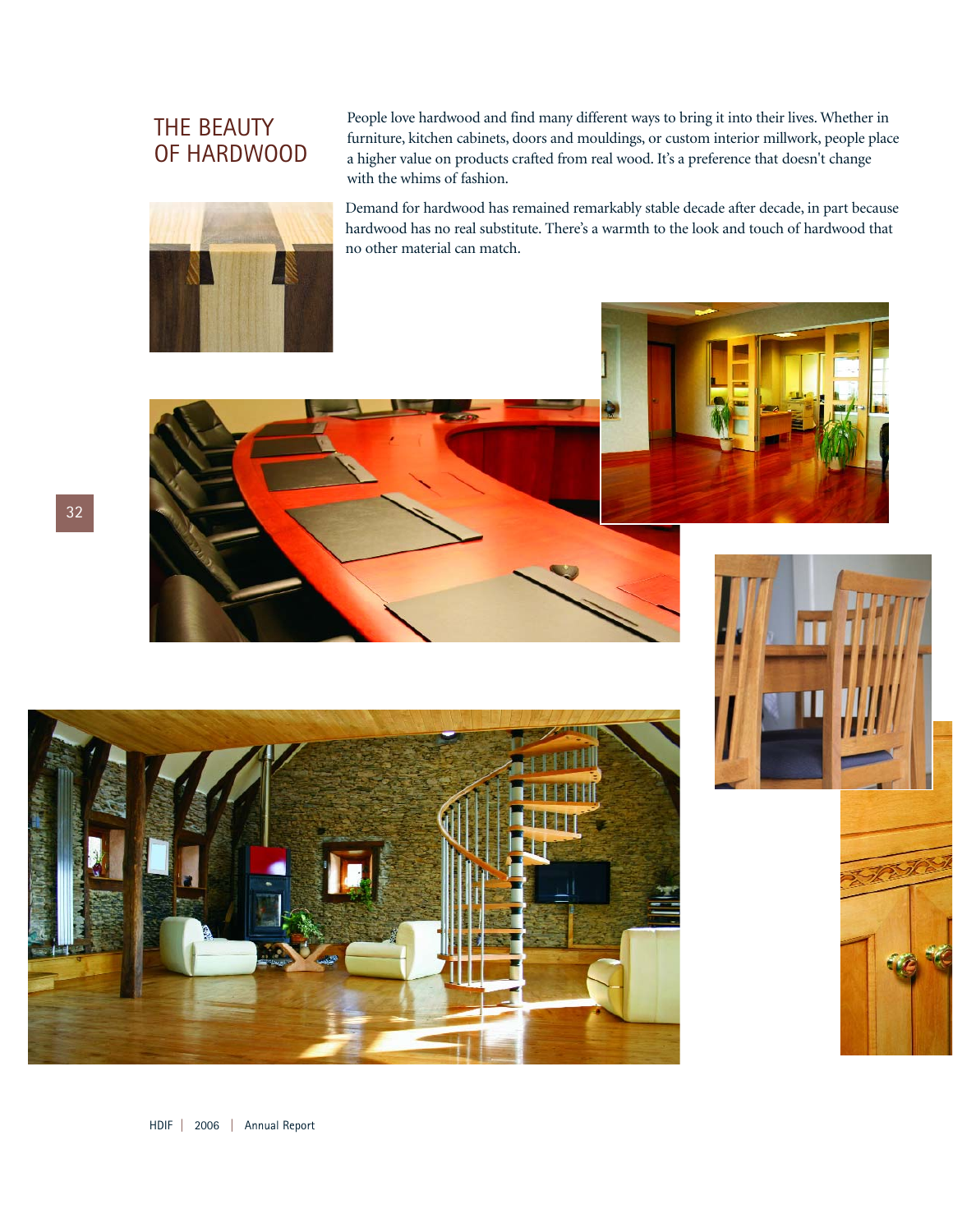# THE BEAUTY OF HARDWOOD

People love hardwood and find many different ways to bring it into their lives. Whether in furniture, kitchen cabinets, doors and mouldings, or custom interior millwork, people place a higher value on products crafted from real wood. It's a preference that doesn't change with the whims of fashion.

Demand for hardwood has remained remarkably stable decade after decade, in part because hardwood has no real substitute. There's a warmth to the look and touch of hardwood that no other material can match.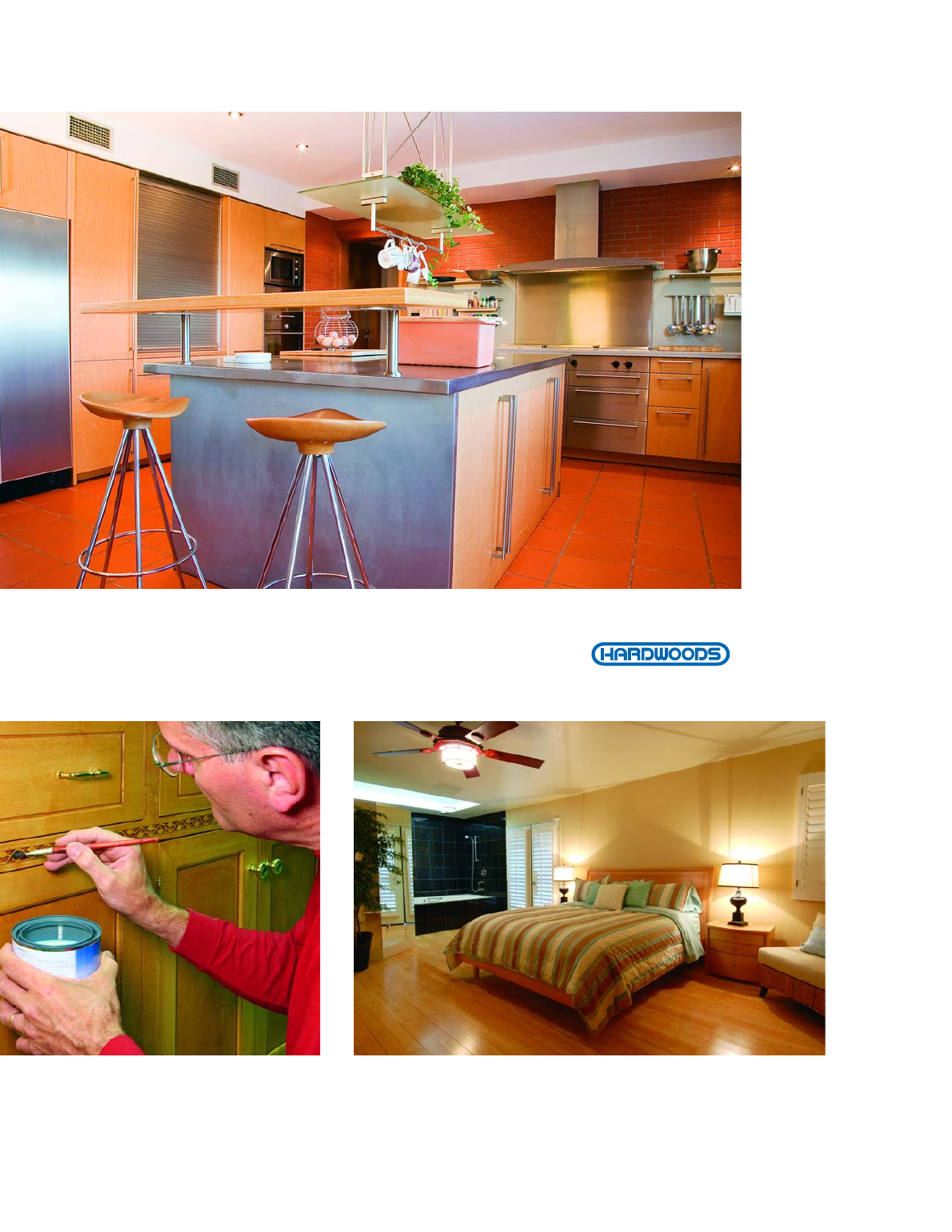HARDWOODS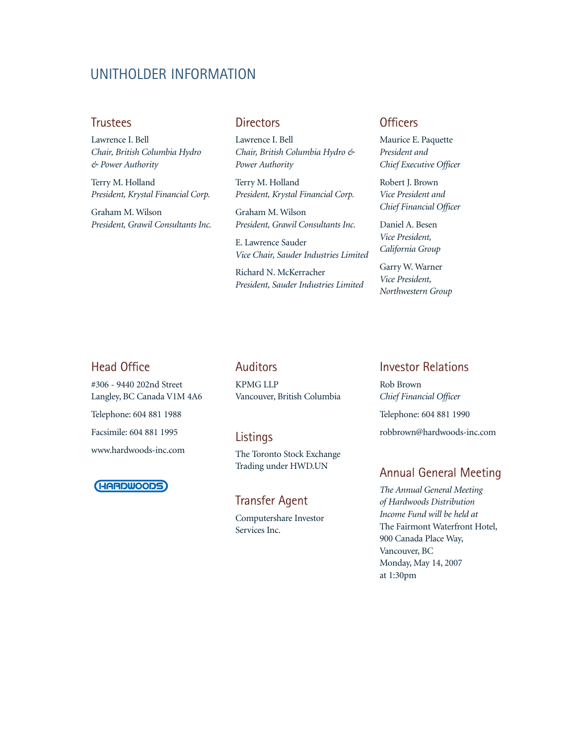# UNITHOLDER INFORMATION

## Trustees

Lawrence I. Bell
*Chair, British Columbia Hydro & Power Authority*

Terry M. Holland
*President, Krystal Financial Corp.*

Graham M. Wilson
*President, Grawil Consultants Inc.*

## Directors

Lawrence I. Bell
*Chair, British Columbia Hydro & Power Authority*

Terry M. Holland
*President, Krystal Financial Corp.*

Graham M. Wilson
*President, Grawil Consultants Inc.*

E. Lawrence Sauder
*Vice Chair, Sauder Industries Limited*

Richard N. McKerracher
*President, Sauder Industries Limited*

## Officers

Maurice E. Paquette
*President and Chief Executive Officer*

Robert J. Brown
*Vice President and Chief Financial Officer*

Daniel A. Besen
*Vice President, California Group*

Garry W. Warner
*Vice President, Northwestern Group*

## Head Office

#306 - 9440 202nd Street
Langley, BC Canada V1M 4A6

Telephone: 604 881 1988

Facsimile: 604 881 1995

www.hardwoods-inc.com

HARDWOODS

## Auditors

KPMG LLP
Vancouver, British Columbia

## Listings

The Toronto Stock Exchange
Trading under HWD.UN

## Transfer Agent

Computershare Investor Services Inc.

## Investor Relations

Rob Brown
*Chief Financial Officer*

Telephone: 604 881 1990

robbrown@hardwoods-inc.com

## Annual General Meeting

*The Annual General Meeting of Hardwoods Distribution Income Fund will be held at*
The Fairmont Waterfront Hotel,
900 Canada Place Way,
Vancouver, BC
Monday, May 14, 2007
at 1:30pm